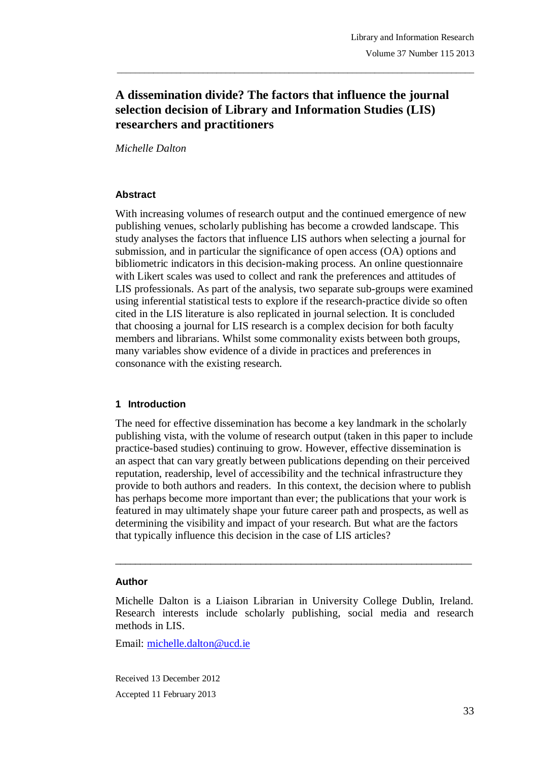# A dissemination divide? The factors that influence the journal selection decision of Library and Information Studies (LIS) researchers and practitioners

*Michelle Dalton*

### Abstract

With increasing volumes of research output and the continued emergence of new publishing venues, scholarly publishing has become a crowded landscape. This study analyses the factors that influence LIS authors when selecting a journal for submission, and in particular the significance of open access (OA) options and bibliometric indicators in this decision-making process. An online questionnaire with Likert scales was used to collect and rank the preferences and attitudes of LIS professionals. As part of the analysis, two separate sub-groups were examined using inferential statistical tests to explore if the research-practice divide so often cited in the LIS literature is also replicated in journal selection. It is concluded that choosing a journal for LIS research is a complex decision for both faculty members and librarians. Whilst some commonality exists between both groups, many variables show evidence of a divide in practices and preferences in consonance with the existing research.

## 1 Introduction

The need for effective dissemination has become a key landmark in the scholarly publishing vista, with the volume of research output (taken in this paper to include practice-based studies) continuing to grow. However, effective dissemination is an aspect that can vary greatly between publications depending on their perceived reputation, readership, level of accessibility and the technical infrastructure they provide to both authors and readers. In this context, the decision where to publish has perhaps become more important than ever; the publications that your work is featured in may ultimately shape your future career path and prospects, as well as determining the visibility and impact of your research. But what are the factors that typically influence this decision in the case of LIS articles?

---

### Author

Michelle Dalton is a Liaison Librarian in University College Dublin, Ireland. Research interests include scholarly publishing, social media and research methods in LIS.

Email: michelle.dalton@ucd.ie

Received 13 December 2012

Accepted 11 February 2013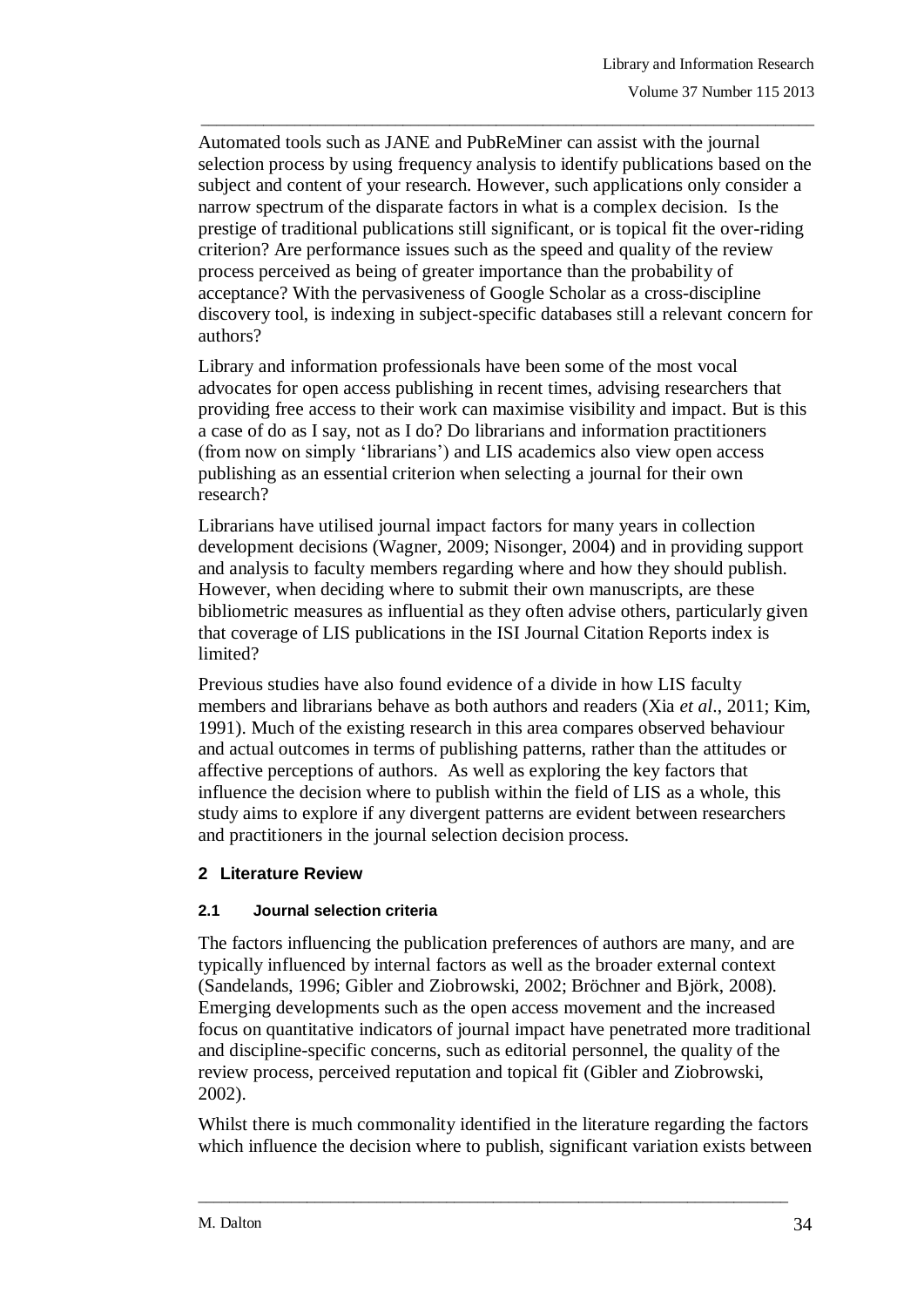Automated tools such as JANE and PubReMiner can assist with the journal selection process by using frequency analysis to identify publications based on the subject and content of your research. However, such applications only consider a narrow spectrum of the disparate factors in what is a complex decision. Is the prestige of traditional publications still significant, or is topical fit the over-riding criterion? Are performance issues such as the speed and quality of the review process perceived as being of greater importance than the probability of acceptance? With the pervasiveness of Google Scholar as a cross-discipline discovery tool, is indexing in subject-specific databases still a relevant concern for authors?

Library and information professionals have been some of the most vocal advocates for open access publishing in recent times, advising researchers that providing free access to their work can maximise visibility and impact. But is this a case of do as I say, not as I do? Do librarians and information practitioners (from now on simply 'librarians') and LIS academics also view open access publishing as an essential criterion when selecting a journal for their own research?

Librarians have utilised journal impact factors for many years in collection development decisions (Wagner, 2009; Nisonger, 2004) and in providing support and analysis to faculty members regarding where and how they should publish. However, when deciding where to submit their own manuscripts, are these bibliometric measures as influential as they often advise others, particularly given that coverage of LIS publications in the ISI Journal Citation Reports index is limited?

Previous studies have also found evidence of a divide in how LIS faculty members and librarians behave as both authors and readers (Xia *et al*., 2011; Kim, 1991). Much of the existing research in this area compares observed behaviour and actual outcomes in terms of publishing patterns, rather than the attitudes or affective perceptions of authors. As well as exploring the key factors that influence the decision where to publish within the field of LIS as a whole, this study aims to explore if any divergent patterns are evident between researchers and practitioners in the journal selection decision process.

## 2 Literature Review

### 2.1 Journal selection criteria

The factors influencing the publication preferences of authors are many, and are typically influenced by internal factors as well as the broader external context (Sandelands, 1996; Gibler and Ziobrowski, 2002; Bröchner and Björk, 2008). Emerging developments such as the open access movement and the increased focus on quantitative indicators of journal impact have penetrated more traditional and discipline-specific concerns, such as editorial personnel, the quality of the review process, perceived reputation and topical fit (Gibler and Ziobrowski, 2002).

Whilst there is much commonality identified in the literature regarding the factors which influence the decision where to publish, significant variation exists between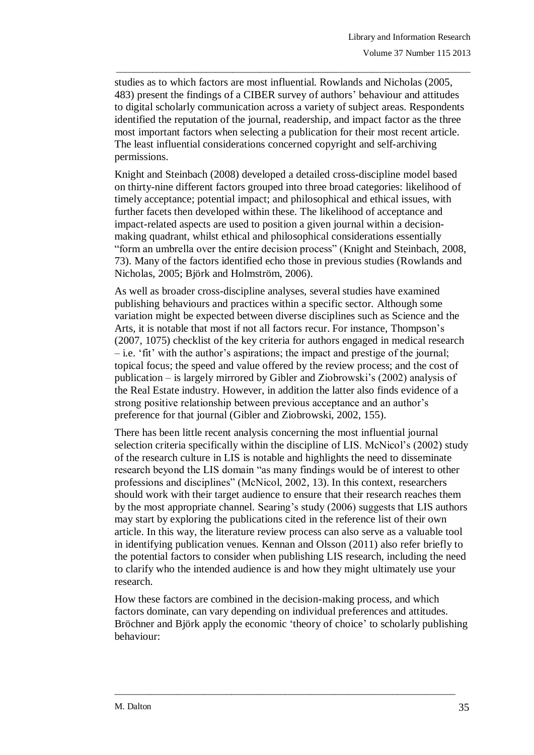studies as to which factors are most influential. Rowlands and Nicholas (2005, 483) present the findings of a CIBER survey of authors' behaviour and attitudes to digital scholarly communication across a variety of subject areas. Respondents identified the reputation of the journal, readership, and impact factor as the three most important factors when selecting a publication for their most recent article. The least influential considerations concerned copyright and self-archiving permissions.

Knight and Steinbach (2008) developed a detailed cross-discipline model based on thirty-nine different factors grouped into three broad categories: likelihood of timely acceptance; potential impact; and philosophical and ethical issues, with further facets then developed within these. The likelihood of acceptance and impact-related aspects are used to position a given journal within a decision-making quadrant, whilst ethical and philosophical considerations essentially "form an umbrella over the entire decision process" (Knight and Steinbach, 2008, 73). Many of the factors identified echo those in previous studies (Rowlands and Nicholas, 2005; Björk and Holmström, 2006).

As well as broader cross-discipline analyses, several studies have examined publishing behaviours and practices within a specific sector. Although some variation might be expected between diverse disciplines such as Science and the Arts, it is notable that most if not all factors recur. For instance, Thompson's (2007, 1075) checklist of the key criteria for authors engaged in medical research – i.e. 'fit' with the author's aspirations; the impact and prestige of the journal; topical focus; the speed and value offered by the review process; and the cost of publication – is largely mirrored by Gibler and Ziobrowski's (2002) analysis of the Real Estate industry. However, in addition the latter also finds evidence of a strong positive relationship between previous acceptance and an author's preference for that journal (Gibler and Ziobrowski, 2002, 155).

There has been little recent analysis concerning the most influential journal selection criteria specifically within the discipline of LIS. McNicol's (2002) study of the research culture in LIS is notable and highlights the need to disseminate research beyond the LIS domain "as many findings would be of interest to other professions and disciplines" (McNicol, 2002, 13). In this context, researchers should work with their target audience to ensure that their research reaches them by the most appropriate channel. Searing's study (2006) suggests that LIS authors may start by exploring the publications cited in the reference list of their own article. In this way, the literature review process can also serve as a valuable tool in identifying publication venues. Kennan and Olsson (2011) also refer briefly to the potential factors to consider when publishing LIS research, including the need to clarify who the intended audience is and how they might ultimately use your research.

How these factors are combined in the decision-making process, and which factors dominate, can vary depending on individual preferences and attitudes. Bröchner and Björk apply the economic 'theory of choice' to scholarly publishing behaviour: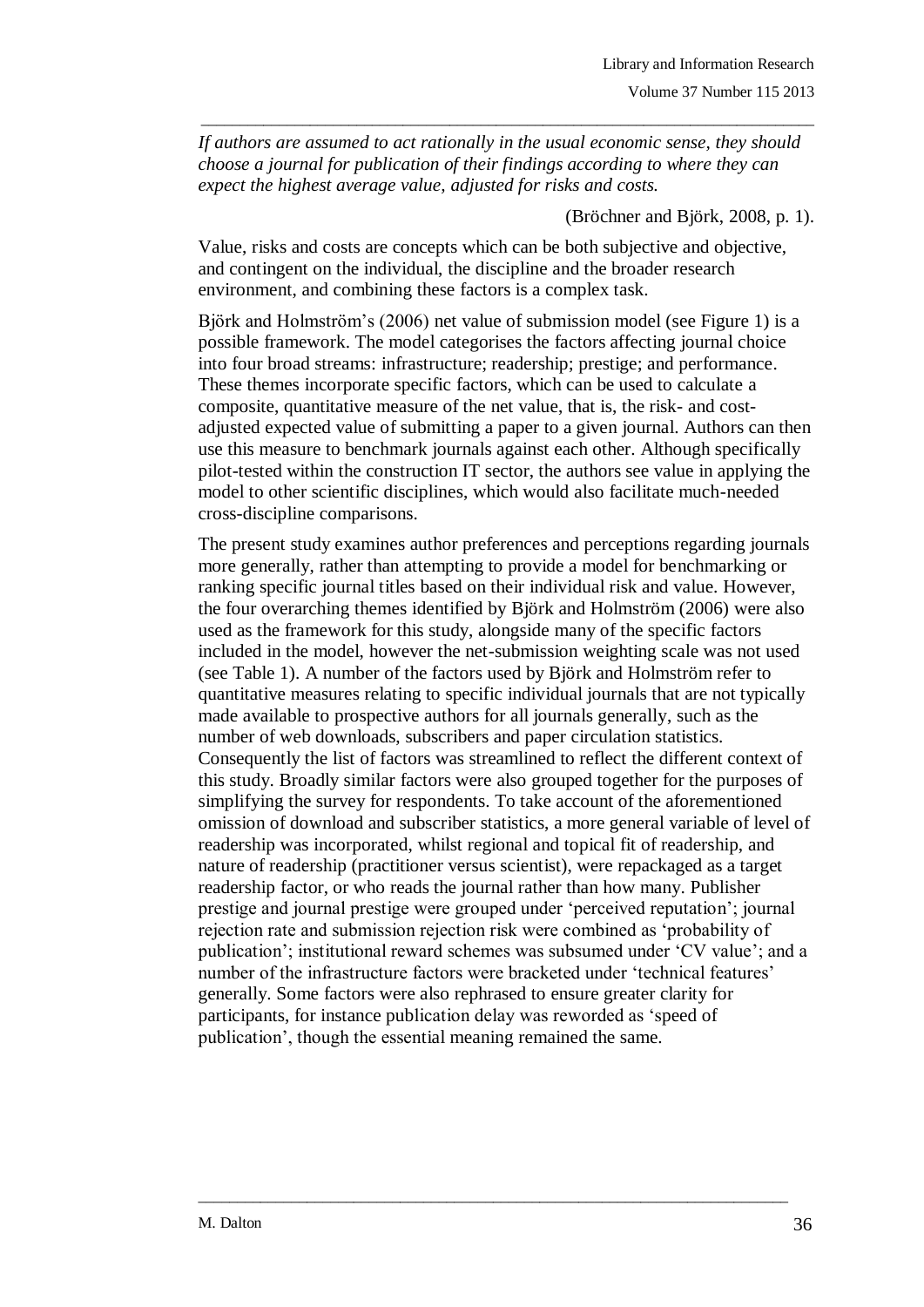*If authors are assumed to act rationally in the usual economic sense, they should choose a journal for publication of their findings according to where they can expect the highest average value, adjusted for risks and costs.*

(Bröchner and Björk, 2008, p. 1).

Value, risks and costs are concepts which can be both subjective and objective, and contingent on the individual, the discipline and the broader research environment, and combining these factors is a complex task.

Björk and Holmström's (2006) net value of submission model (see Figure 1) is a possible framework. The model categorises the factors affecting journal choice into four broad streams: infrastructure; readership; prestige; and performance. These themes incorporate specific factors, which can be used to calculate a composite, quantitative measure of the net value, that is, the risk- and cost-adjusted expected value of submitting a paper to a given journal. Authors can then use this measure to benchmark journals against each other. Although specifically pilot-tested within the construction IT sector, the authors see value in applying the model to other scientific disciplines, which would also facilitate much-needed cross-discipline comparisons.

The present study examines author preferences and perceptions regarding journals more generally, rather than attempting to provide a model for benchmarking or ranking specific journal titles based on their individual risk and value. However, the four overarching themes identified by Björk and Holmström (2006) were also used as the framework for this study, alongside many of the specific factors included in the model, however the net-submission weighting scale was not used (see Table 1). A number of the factors used by Björk and Holmström refer to quantitative measures relating to specific individual journals that are not typically made available to prospective authors for all journals generally, such as the number of web downloads, subscribers and paper circulation statistics. Consequently the list of factors was streamlined to reflect the different context of this study. Broadly similar factors were also grouped together for the purposes of simplifying the survey for respondents. To take account of the aforementioned omission of download and subscriber statistics, a more general variable of level of readership was incorporated, whilst regional and topical fit of readership, and nature of readership (practitioner versus scientist), were repackaged as a target readership factor, or who reads the journal rather than how many. Publisher prestige and journal prestige were grouped under 'perceived reputation'; journal rejection rate and submission rejection risk were combined as 'probability of publication'; institutional reward schemes was subsumed under 'CV value'; and a number of the infrastructure factors were bracketed under 'technical features' generally. Some factors were also rephrased to ensure greater clarity for participants, for instance publication delay was reworded as 'speed of publication', though the essential meaning remained the same.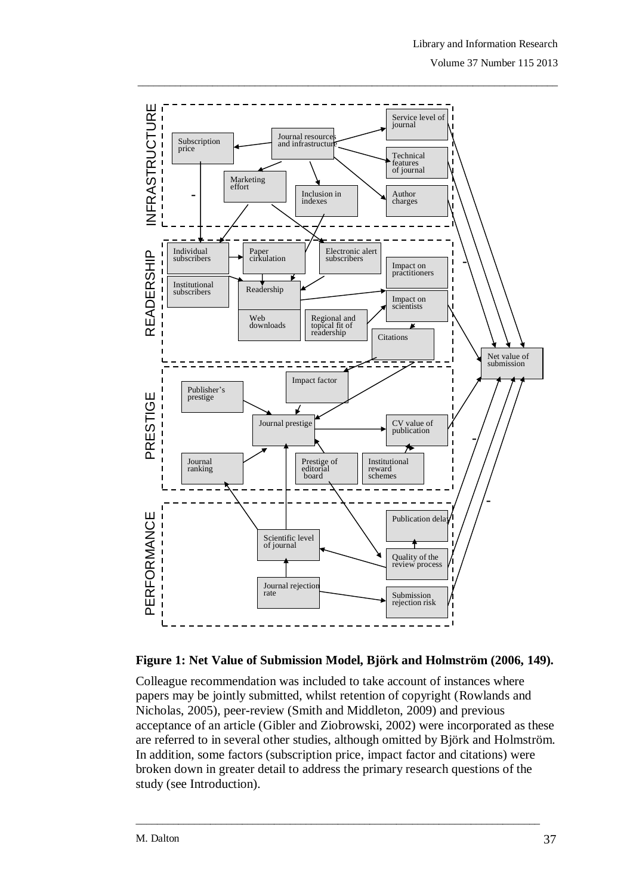**Figure 1: Net Value of Submission Model, Björk and Holmström (2006, 149).**

Colleague recommendation was included to take account of instances where papers may be jointly submitted, whilst retention of copyright (Rowlands and Nicholas, 2005), peer-review (Smith and Middleton, 2009) and previous acceptance of an article (Gibler and Ziobrowski, 2002) were incorporated as these are referred to in several other studies, although omitted by Björk and Holmström. In addition, some factors (subscription price, impact factor and citations) were broken down in greater detail to address the primary research questions of the study (see Introduction).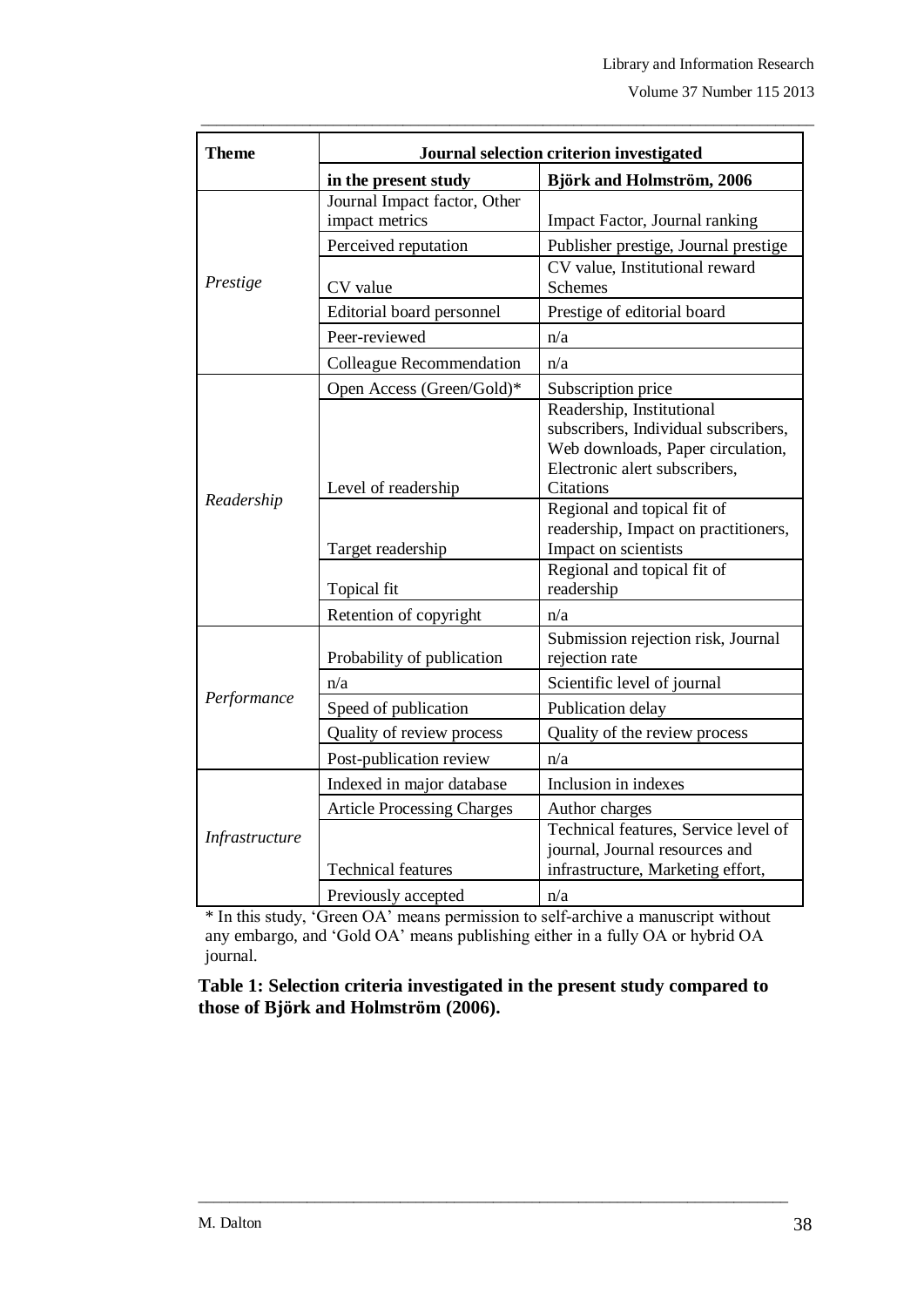| Theme | Journal selection criterion investigated | |
|---|---|---|
| | **in the present study** | **Björk and Holmström, 2006** |
| *Prestige* | Journal Impact factor, Other impact metrics | Impact Factor, Journal ranking |
| | Perceived reputation | Publisher prestige, Journal prestige |
| | CV value | CV value, Institutional reward Schemes |
| | Editorial board personnel | Prestige of editorial board |
| | Peer-reviewed | n/a |
| | Colleague Recommendation | n/a |
| *Readership* | Open Access (Green/Gold)* | Subscription price |
| | Level of readership | Readership, Institutional subscribers, Individual subscribers, Web downloads, Paper circulation, Electronic alert subscribers, Citations |
| | Target readership | Regional and topical fit of readership, Impact on practitioners, Impact on scientists |
| | Topical fit | Regional and topical fit of readership |
| | Retention of copyright | n/a |
| *Performance* | Probability of publication | Submission rejection risk, Journal rejection rate |
| | n/a | Scientific level of journal |
| | Speed of publication | Publication delay |
| | Quality of review process | Quality of the review process |
| | Post-publication review | n/a |
| *Infrastructure* | Indexed in major database | Inclusion in indexes |
| | Article Processing Charges | Author charges |
| | Technical features | Technical features, Service level of journal, Journal resources and infrastructure, Marketing effort, |
| | Previously accepted | n/a |

* In this study, 'Green OA' means permission to self-archive a manuscript without any embargo, and 'Gold OA' means publishing either in a fully OA or hybrid OA journal.

**Table 1: Selection criteria investigated in the present study compared to those of Björk and Holmström (2006).**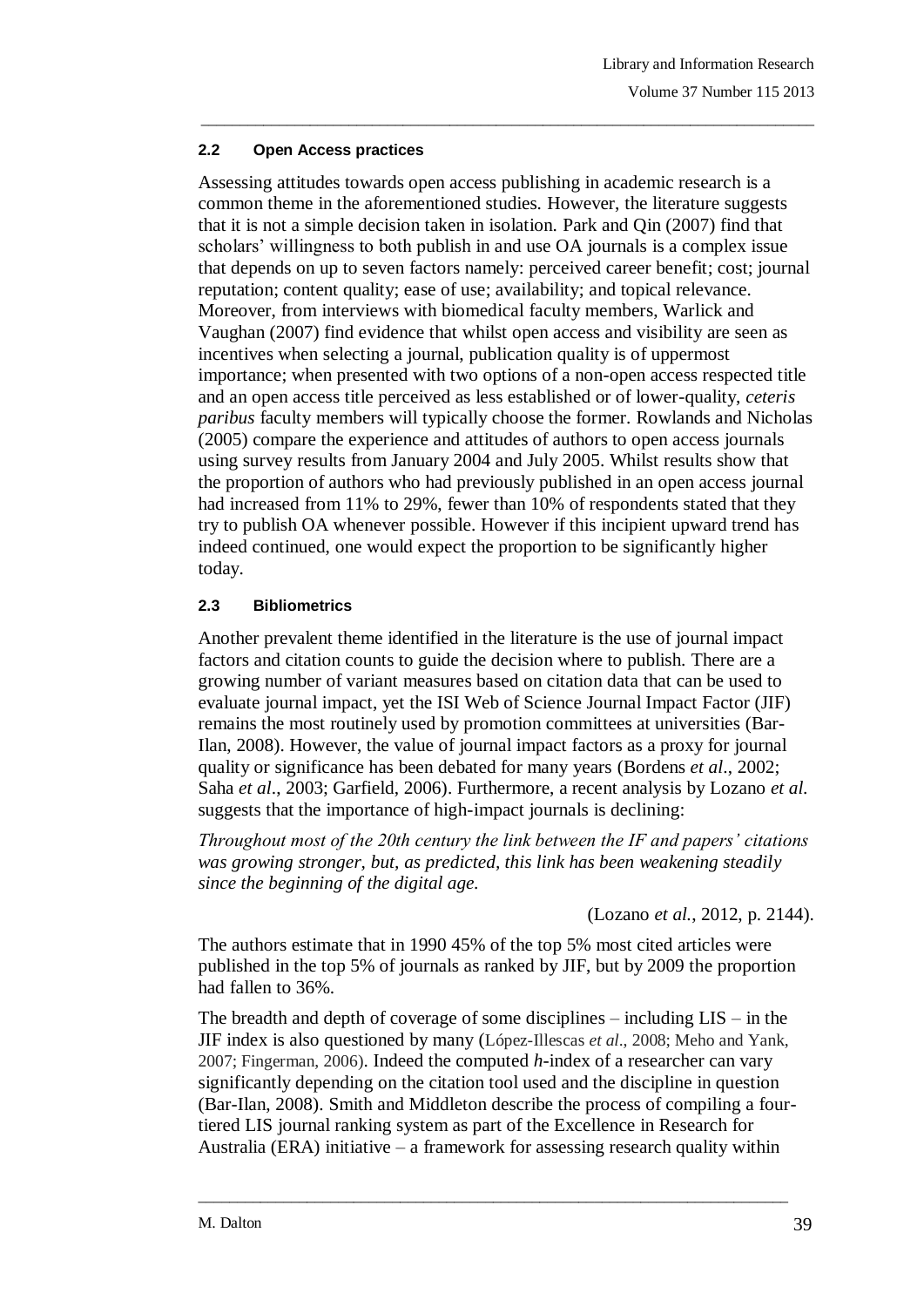### 2.2 Open Access practices

Assessing attitudes towards open access publishing in academic research is a common theme in the aforementioned studies. However, the literature suggests that it is not a simple decision taken in isolation. Park and Qin (2007) find that scholars' willingness to both publish in and use OA journals is a complex issue that depends on up to seven factors namely: perceived career benefit; cost; journal reputation; content quality; ease of use; availability; and topical relevance. Moreover, from interviews with biomedical faculty members, Warlick and Vaughan (2007) find evidence that whilst open access and visibility are seen as incentives when selecting a journal, publication quality is of uppermost importance; when presented with two options of a non-open access respected title and an open access title perceived as less established or of lower-quality, *ceteris paribus* faculty members will typically choose the former. Rowlands and Nicholas (2005) compare the experience and attitudes of authors to open access journals using survey results from January 2004 and July 2005. Whilst results show that the proportion of authors who had previously published in an open access journal had increased from 11% to 29%, fewer than 10% of respondents stated that they try to publish OA whenever possible. However if this incipient upward trend has indeed continued, one would expect the proportion to be significantly higher today.

### 2.3 Bibliometrics

Another prevalent theme identified in the literature is the use of journal impact factors and citation counts to guide the decision where to publish. There are a growing number of variant measures based on citation data that can be used to evaluate journal impact, yet the ISI Web of Science Journal Impact Factor (JIF) remains the most routinely used by promotion committees at universities (Bar-Ilan, 2008). However, the value of journal impact factors as a proxy for journal quality or significance has been debated for many years (Bordens *et al*., 2002; Saha *et al*., 2003; Garfield, 2006). Furthermore, a recent analysis by Lozano *et al.* suggests that the importance of high-impact journals is declining:

> *Throughout most of the 20th century the link between the IF and papers' citations was growing stronger, but, as predicted, this link has been weakening steadily since the beginning of the digital age.*
>
> (Lozano *et al.*, 2012, p. 2144).

The authors estimate that in 1990 45% of the top 5% most cited articles were published in the top 5% of journals as ranked by JIF, but by 2009 the proportion had fallen to 36%.

The breadth and depth of coverage of some disciplines – including LIS – in the JIF index is also questioned by many (López-Illescas *et al*., 2008; Meho and Yank, 2007; Fingerman, 2006). Indeed the computed *h*-index of a researcher can vary significantly depending on the citation tool used and the discipline in question (Bar-Ilan, 2008). Smith and Middleton describe the process of compiling a four-tiered LIS journal ranking system as part of the Excellence in Research for Australia (ERA) initiative – a framework for assessing research quality within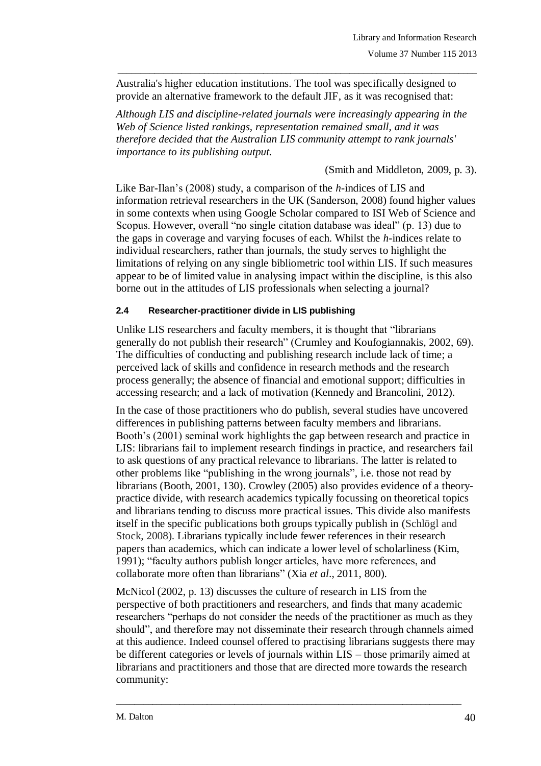Australia's higher education institutions. The tool was specifically designed to provide an alternative framework to the default JIF, as it was recognised that:

*Although LIS and discipline-related journals were increasingly appearing in the Web of Science listed rankings, representation remained small, and it was therefore decided that the Australian LIS community attempt to rank journals' importance to its publishing output.*

(Smith and Middleton, 2009, p. 3).

Like Bar-Ilan's (2008) study, a comparison of the *h*-indices of LIS and information retrieval researchers in the UK (Sanderson, 2008) found higher values in some contexts when using Google Scholar compared to ISI Web of Science and Scopus. However, overall "no single citation database was ideal" (p. 13) due to the gaps in coverage and varying focuses of each. Whilst the *h*-indices relate to individual researchers, rather than journals, the study serves to highlight the limitations of relying on any single bibliometric tool within LIS. If such measures appear to be of limited value in analysing impact within the discipline, is this also borne out in the attitudes of LIS professionals when selecting a journal?

### 2.4 Researcher-practitioner divide in LIS publishing

Unlike LIS researchers and faculty members, it is thought that "librarians generally do not publish their research" (Crumley and Koufogiannakis, 2002, 69). The difficulties of conducting and publishing research include lack of time; a perceived lack of skills and confidence in research methods and the research process generally; the absence of financial and emotional support; difficulties in accessing research; and a lack of motivation (Kennedy and Brancolini, 2012).

In the case of those practitioners who do publish, several studies have uncovered differences in publishing patterns between faculty members and librarians. Booth's (2001) seminal work highlights the gap between research and practice in LIS: librarians fail to implement research findings in practice, and researchers fail to ask questions of any practical relevance to librarians. The latter is related to other problems like "publishing in the wrong journals", i.e. those not read by librarians (Booth, 2001, 130). Crowley (2005) also provides evidence of a theory-practice divide, with research academics typically focussing on theoretical topics and librarians tending to discuss more practical issues. This divide also manifests itself in the specific publications both groups typically publish in (Schlögl and Stock, 2008). Librarians typically include fewer references in their research papers than academics, which can indicate a lower level of scholarliness (Kim, 1991); "faculty authors publish longer articles, have more references, and collaborate more often than librarians" (Xia *et al*., 2011, 800).

McNicol (2002, p. 13) discusses the culture of research in LIS from the perspective of both practitioners and researchers, and finds that many academic researchers "perhaps do not consider the needs of the practitioner as much as they should", and therefore may not disseminate their research through channels aimed at this audience. Indeed counsel offered to practising librarians suggests there may be different categories or levels of journals within LIS – those primarily aimed at librarians and practitioners and those that are directed more towards the research community: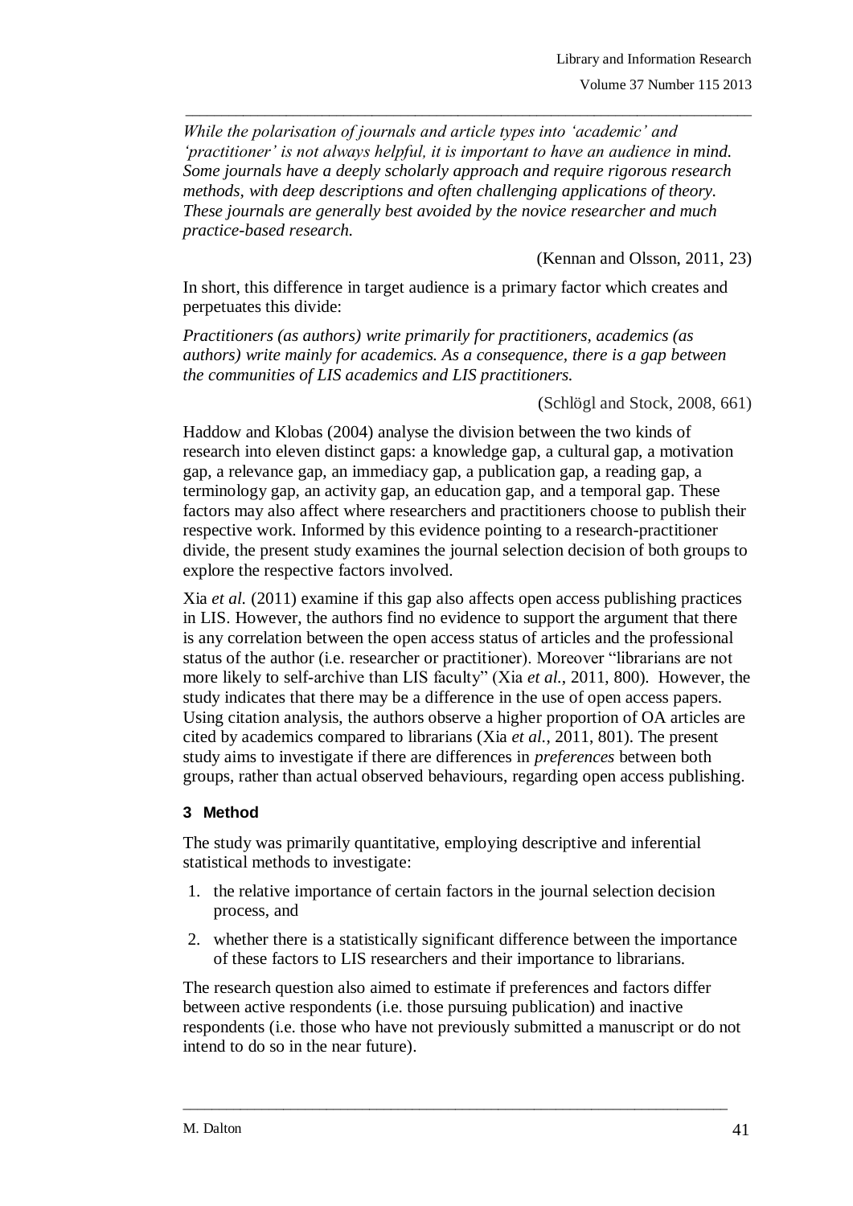*While the polarisation of journals and article types into 'academic' and 'practitioner' is not always helpful, it is important to have an audience in mind. Some journals have a deeply scholarly approach and require rigorous research methods, with deep descriptions and often challenging applications of theory. These journals are generally best avoided by the novice researcher and much practice-based research.*

(Kennan and Olsson, 2011, 23)

In short, this difference in target audience is a primary factor which creates and perpetuates this divide:

*Practitioners (as authors) write primarily for practitioners, academics (as authors) write mainly for academics. As a consequence, there is a gap between the communities of LIS academics and LIS practitioners.*

(Schlögl and Stock, 2008, 661)

Haddow and Klobas (2004) analyse the division between the two kinds of research into eleven distinct gaps: a knowledge gap, a cultural gap, a motivation gap, a relevance gap, an immediacy gap, a publication gap, a reading gap, a terminology gap, an activity gap, an education gap, and a temporal gap. These factors may also affect where researchers and practitioners choose to publish their respective work. Informed by this evidence pointing to a research-practitioner divide, the present study examines the journal selection decision of both groups to explore the respective factors involved.

Xia *et al.* (2011) examine if this gap also affects open access publishing practices in LIS. However, the authors find no evidence to support the argument that there is any correlation between the open access status of articles and the professional status of the author (i.e. researcher or practitioner). Moreover "librarians are not more likely to self-archive than LIS faculty" (Xia *et al.*, 2011, 800). However, the study indicates that there may be a difference in the use of open access papers. Using citation analysis, the authors observe a higher proportion of OA articles are cited by academics compared to librarians (Xia *et al.*, 2011, 801). The present study aims to investigate if there are differences in *preferences* between both groups, rather than actual observed behaviours, regarding open access publishing.

## 3 Method

The study was primarily quantitative, employing descriptive and inferential statistical methods to investigate:

1. the relative importance of certain factors in the journal selection decision process, and
2. whether there is a statistically significant difference between the importance of these factors to LIS researchers and their importance to librarians.

The research question also aimed to estimate if preferences and factors differ between active respondents (i.e. those pursuing publication) and inactive respondents (i.e. those who have not previously submitted a manuscript or do not intend to do so in the near future).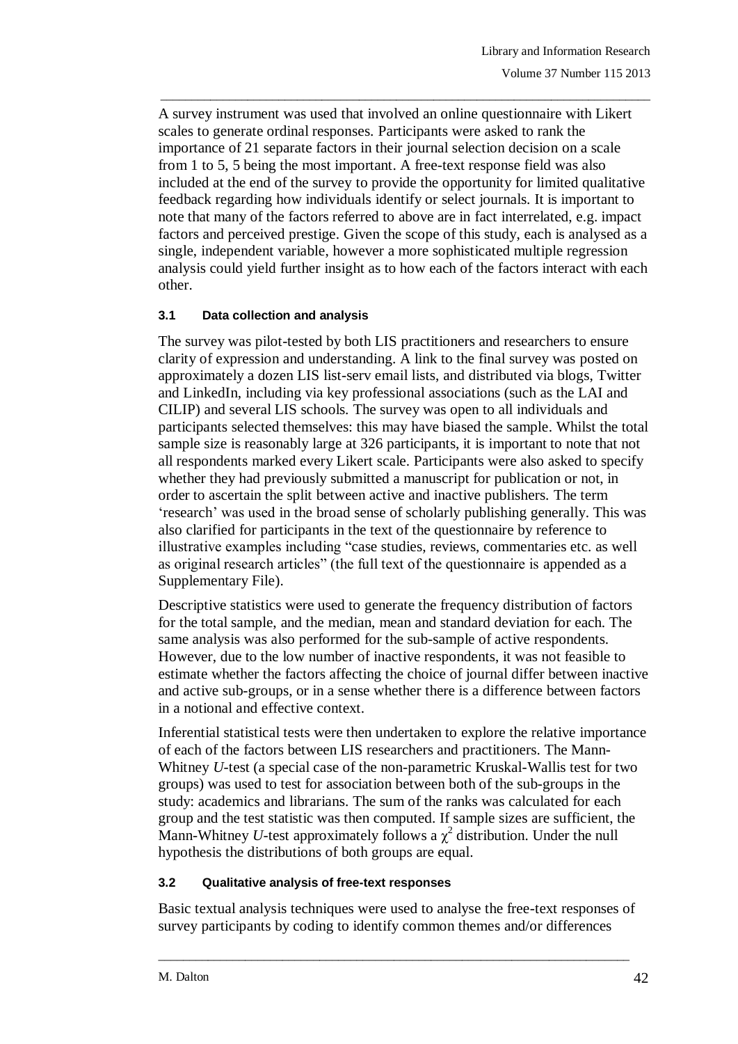A survey instrument was used that involved an online questionnaire with Likert scales to generate ordinal responses. Participants were asked to rank the importance of 21 separate factors in their journal selection decision on a scale from 1 to 5, 5 being the most important. A free-text response field was also included at the end of the survey to provide the opportunity for limited qualitative feedback regarding how individuals identify or select journals. It is important to note that many of the factors referred to above are in fact interrelated, e.g. impact factors and perceived prestige. Given the scope of this study, each is analysed as a single, independent variable, however a more sophisticated multiple regression analysis could yield further insight as to how each of the factors interact with each other.

### 3.1 Data collection and analysis

The survey was pilot-tested by both LIS practitioners and researchers to ensure clarity of expression and understanding. A link to the final survey was posted on approximately a dozen LIS list-serv email lists, and distributed via blogs, Twitter and LinkedIn, including via key professional associations (such as the LAI and CILIP) and several LIS schools. The survey was open to all individuals and participants selected themselves: this may have biased the sample. Whilst the total sample size is reasonably large at 326 participants, it is important to note that not all respondents marked every Likert scale. Participants were also asked to specify whether they had previously submitted a manuscript for publication or not, in order to ascertain the split between active and inactive publishers. The term 'research' was used in the broad sense of scholarly publishing generally. This was also clarified for participants in the text of the questionnaire by reference to illustrative examples including "case studies, reviews, commentaries etc. as well as original research articles" (the full text of the questionnaire is appended as a Supplementary File).

Descriptive statistics were used to generate the frequency distribution of factors for the total sample, and the median, mean and standard deviation for each. The same analysis was also performed for the sub-sample of active respondents. However, due to the low number of inactive respondents, it was not feasible to estimate whether the factors affecting the choice of journal differ between inactive and active sub-groups, or in a sense whether there is a difference between factors in a notional and effective context.

Inferential statistical tests were then undertaken to explore the relative importance of each of the factors between LIS researchers and practitioners. The Mann-Whitney *U*-test (a special case of the non-parametric Kruskal-Wallis test for two groups) was used to test for association between both of the sub-groups in the study: academics and librarians. The sum of the ranks was calculated for each group and the test statistic was then computed. If sample sizes are sufficient, the Mann-Whitney *U*-test approximately follows a $\chi^2$ distribution. Under the null hypothesis the distributions of both groups are equal.

### 3.2 Qualitative analysis of free-text responses

Basic textual analysis techniques were used to analyse the free-text responses of survey participants by coding to identify common themes and/or differences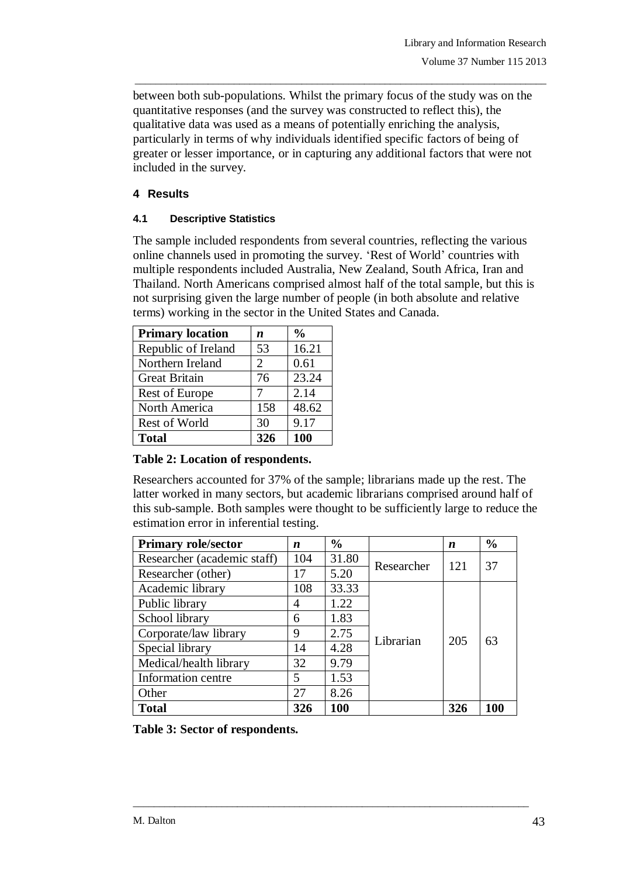between both sub-populations. Whilst the primary focus of the study was on the quantitative responses (and the survey was constructed to reflect this), the qualitative data was used as a means of potentially enriching the analysis, particularly in terms of why individuals identified specific factors of being of greater or lesser importance, or in capturing any additional factors that were not included in the survey.

## 4 Results

### 4.1 Descriptive Statistics

The sample included respondents from several countries, reflecting the various online channels used in promoting the survey. 'Rest of World' countries with multiple respondents included Australia, New Zealand, South Africa, Iran and Thailand. North Americans comprised almost half of the total sample, but this is not surprising given the large number of people (in both absolute and relative terms) working in the sector in the United States and Canada.

| **Primary location** | ***n*** | **%** |
|---|---|---|
| Republic of Ireland | 53 | 16.21 |
| Northern Ireland | 2 | 0.61 |
| Great Britain | 76 | 23.24 |
| Rest of Europe | 7 | 2.14 |
| North America | 158 | 48.62 |
| Rest of World | 30 | 9.17 |
| **Total** | **326** | **100** |

**Table 2: Location of respondents.**

Researchers accounted for 37% of the sample; librarians made up the rest. The latter worked in many sectors, but academic librarians comprised around half of this sub-sample. Both samples were thought to be sufficiently large to reduce the estimation error in inferential testing.

| **Primary role/sector** | ***n*** | **%** | | ***n*** | **%** |
|---|---|---|---|---|---|
| Researcher (academic staff) | 104 | 31.80 | Researcher | 121 | 37 |
| Researcher (other) | 17 | 5.20 | | | |
| Academic library | 108 | 33.33 | Librarian | 205 | 63 |
| Public library | 4 | 1.22 | | | |
| School library | 6 | 1.83 | | | |
| Corporate/law library | 9 | 2.75 | | | |
| Special library | 14 | 4.28 | | | |
| Medical/health library | 32 | 9.79 | | | |
| Information centre | 5 | 1.53 | | | |
| Other | 27 | 8.26 | | | |
| **Total** | **326** | **100** | | **326** | **100** |

**Table 3: Sector of respondents.**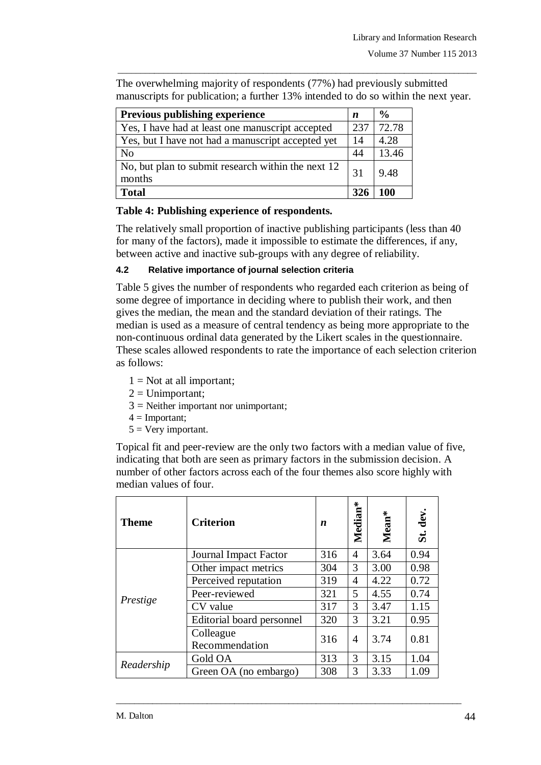The overwhelming majority of respondents (77%) had previously submitted manuscripts for publication; a further 13% intended to do so within the next year.

| **Previous publishing experience** | ***n*** | **%** |
|---|---|---|
| Yes, I have had at least one manuscript accepted | 237 | 72.78 |
| Yes, but I have not had a manuscript accepted yet | 14 | 4.28 |
| No | 44 | 13.46 |
| No, but plan to submit research within the next 12 months | 31 | 9.48 |
| **Total** | **326** | **100** |

**Table 4: Publishing experience of respondents.**

The relatively small proportion of inactive publishing participants (less than 40 for many of the factors), made it impossible to estimate the differences, if any, between active and inactive sub-groups with any degree of reliability.

#### 4.2 Relative importance of journal selection criteria

Table 5 gives the number of respondents who regarded each criterion as being of some degree of importance in deciding where to publish their work, and then gives the median, the mean and the standard deviation of their ratings. The median is used as a measure of central tendency as being more appropriate to the non-continuous ordinal data generated by the Likert scales in the questionnaire. These scales allowed respondents to rate the importance of each selection criterion as follows:

1 = Not at all important;
2 = Unimportant;
3 = Neither important nor unimportant;
4 = Important;
5 = Very important.

Topical fit and peer-review are the only two factors with a median value of five, indicating that both are seen as primary factors in the submission decision. A number of other factors across each of the four themes also score highly with median values of four.

| **Theme** | **Criterion** | ***n*** | **Median*** | **Mean*** | **St. dev.** |
|---|---|---|---|---|---|
| *Prestige* | Journal Impact Factor | 316 | 4 | 3.64 | 0.94 |
| | Other impact metrics | 304 | 3 | 3.00 | 0.98 |
| | Perceived reputation | 319 | 4 | 4.22 | 0.72 |
| | Peer-reviewed | 321 | 5 | 4.55 | 0.74 |
| | CV value | 317 | 3 | 3.47 | 1.15 |
| | Editorial board personnel | 320 | 3 | 3.21 | 0.95 |
| | Colleague Recommendation | 316 | 4 | 3.74 | 0.81 |
| *Readership* | Gold OA | 313 | 3 | 3.15 | 1.04 |
| | Green OA (no embargo) | 308 | 3 | 3.33 | 1.09 |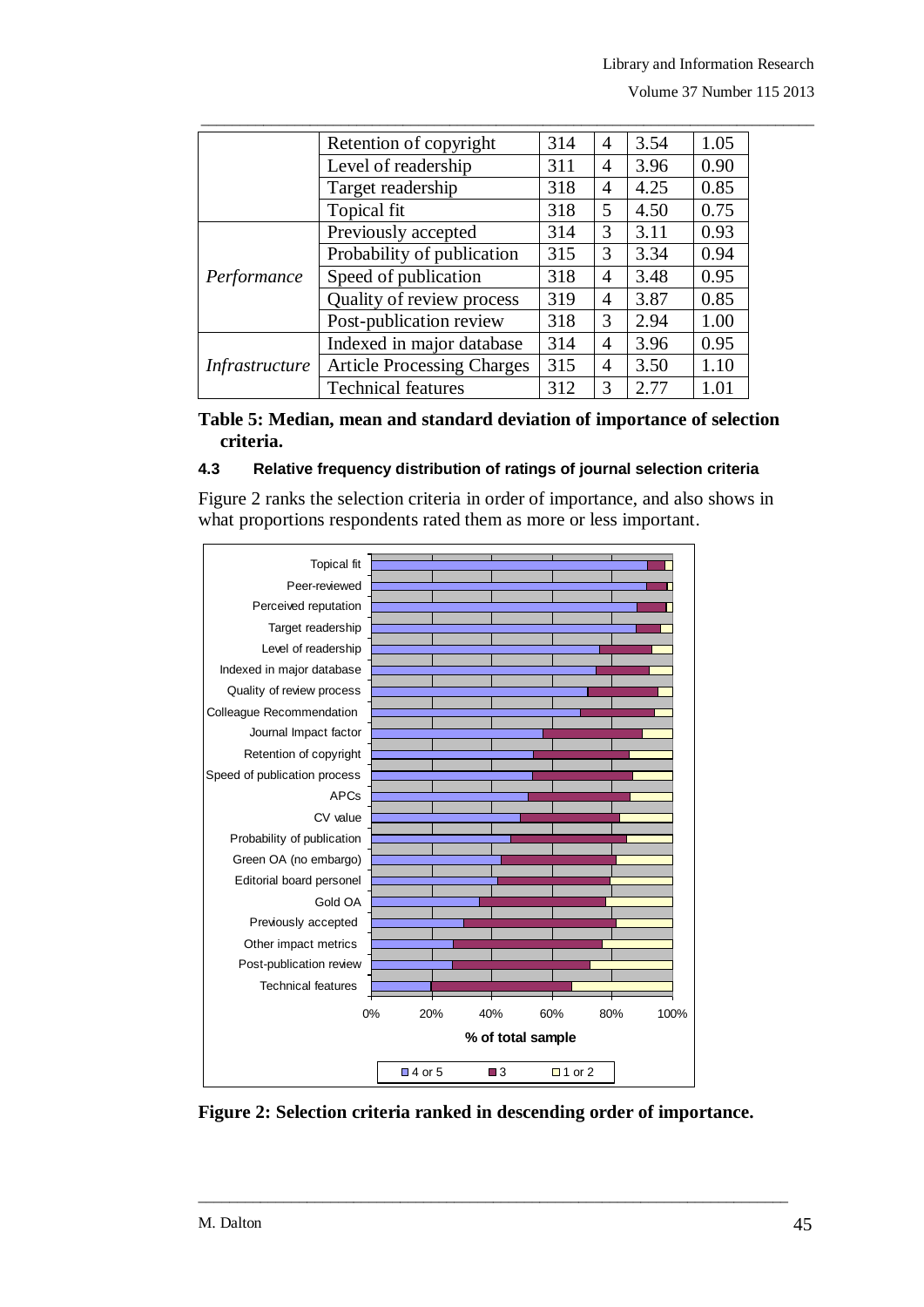| | Retention of copyright | 314 | 4 | 3.54 | 1.05 |
|---|---|---|---|---|---|
| | Level of readership | 311 | 4 | 3.96 | 0.90 |
| | Target readership | 318 | 4 | 4.25 | 0.85 |
| | Topical fit | 318 | 5 | 4.50 | 0.75 |
| *Performance* | Previously accepted | 314 | 3 | 3.11 | 0.93 |
| | Probability of publication | 315 | 3 | 3.34 | 0.94 |
| | Speed of publication | 318 | 4 | 3.48 | 0.95 |
| | Quality of review process | 319 | 4 | 3.87 | 0.85 |
| | Post-publication review | 318 | 3 | 2.94 | 1.00 |
| *Infrastructure* | Indexed in major database | 314 | 4 | 3.96 | 0.95 |
| | Article Processing Charges | 315 | 4 | 3.50 | 1.10 |
| | Technical features | 312 | 3 | 2.77 | 1.01 |

**Table 5: Median, mean and standard deviation of importance of selection criteria.**

### 4.3 Relative frequency distribution of ratings of journal selection criteria

Figure 2 ranks the selection criteria in order of importance, and also shows in what proportions respondents rated them as more or less important.

**Figure 2: Selection criteria ranked in descending order of importance.**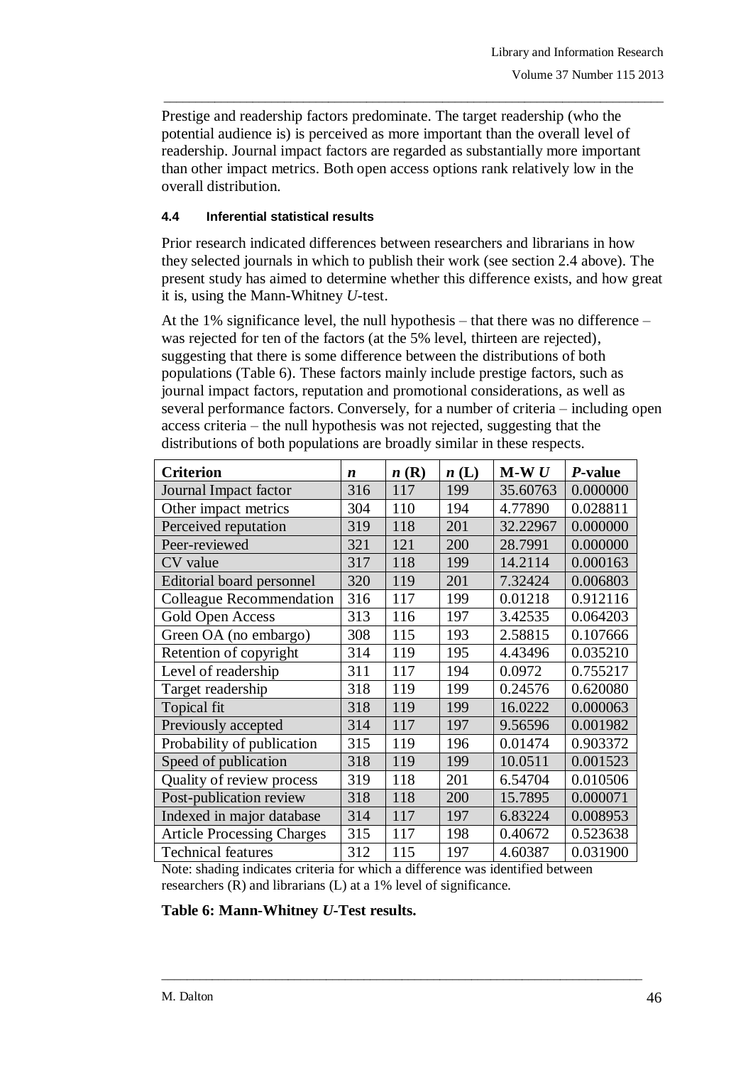Prestige and readership factors predominate. The target readership (who the potential audience is) is perceived as more important than the overall level of readership. Journal impact factors are regarded as substantially more important than other impact metrics. Both open access options rank relatively low in the overall distribution.

#### 4.4 Inferential statistical results

Prior research indicated differences between researchers and librarians in how they selected journals in which to publish their work (see section 2.4 above). The present study has aimed to determine whether this difference exists, and how great it is, using the Mann-Whitney *U*-test.

At the 1% significance level, the null hypothesis – that there was no difference – was rejected for ten of the factors (at the 5% level, thirteen are rejected), suggesting that there is some difference between the distributions of both populations (Table 6). These factors mainly include prestige factors, such as journal impact factors, reputation and promotional considerations, as well as several performance factors. Conversely, for a number of criteria – including open access criteria – the null hypothesis was not rejected, suggesting that the distributions of both populations are broadly similar in these respects.

| **Criterion** | ***n*** | ***n* (R)** | ***n* (L)** | **M-W *U*** | ***P*-value** |
|---|---|---|---|---|---|
| Journal Impact factor | 316 | 117 | 199 | 35.60763 | 0.000000 |
| Other impact metrics | 304 | 110 | 194 | 4.77890 | 0.028811 |
| Perceived reputation | 319 | 118 | 201 | 32.22967 | 0.000000 |
| Peer-reviewed | 321 | 121 | 200 | 28.7991 | 0.000000 |
| CV value | 317 | 118 | 199 | 14.2114 | 0.000163 |
| Editorial board personnel | 320 | 119 | 201 | 7.32424 | 0.006803 |
| Colleague Recommendation | 316 | 117 | 199 | 0.01218 | 0.912116 |
| Gold Open Access | 313 | 116 | 197 | 3.42535 | 0.064203 |
| Green OA (no embargo) | 308 | 115 | 193 | 2.58815 | 0.107666 |
| Retention of copyright | 314 | 119 | 195 | 4.43496 | 0.035210 |
| Level of readership | 311 | 117 | 194 | 0.0972 | 0.755217 |
| Target readership | 318 | 119 | 199 | 0.24576 | 0.620080 |
| Topical fit | 318 | 119 | 199 | 16.0222 | 0.000063 |
| Previously accepted | 314 | 117 | 197 | 9.56596 | 0.001982 |
| Probability of publication | 315 | 119 | 196 | 0.01474 | 0.903372 |
| Speed of publication | 318 | 119 | 199 | 10.0511 | 0.001523 |
| Quality of review process | 319 | 118 | 201 | 6.54704 | 0.010506 |
| Post-publication review | 318 | 118 | 200 | 15.7895 | 0.000071 |
| Indexed in major database | 314 | 117 | 197 | 6.83224 | 0.008953 |
| Article Processing Charges | 315 | 117 | 198 | 0.40672 | 0.523638 |
| Technical features | 312 | 115 | 197 | 4.60387 | 0.031900 |

Note: shading indicates criteria for which a difference was identified between researchers (R) and librarians (L) at a 1% level of significance.

**Table 6: Mann-Whitney *U*-Test results.**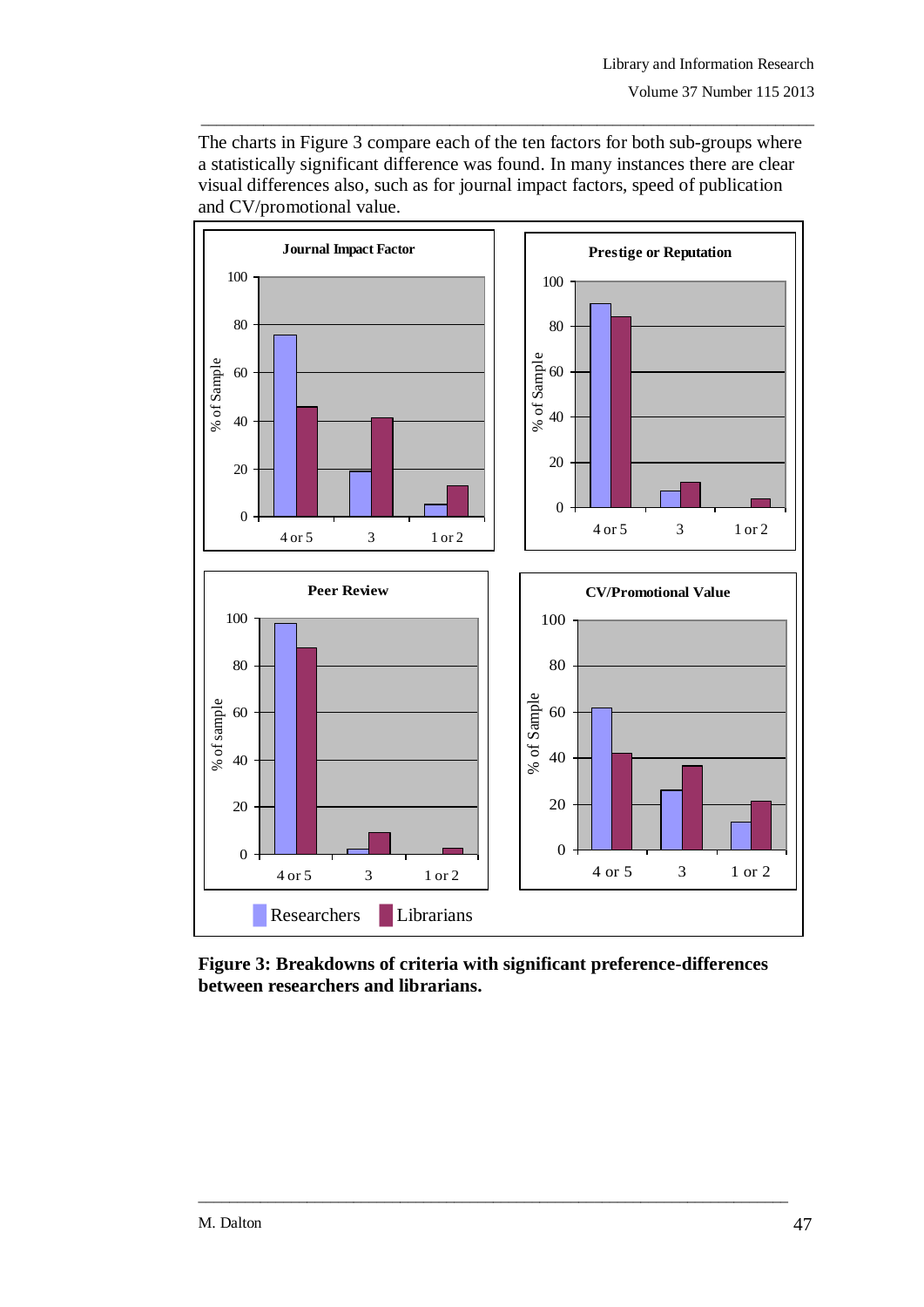The charts in Figure 3 compare each of the ten factors for both sub-groups where a statistically significant difference was found. In many instances there are clear visual differences also, such as for journal impact factors, speed of publication and CV/promotional value.

**Figure 3: Breakdowns of criteria with significant preference-differences between researchers and librarians.**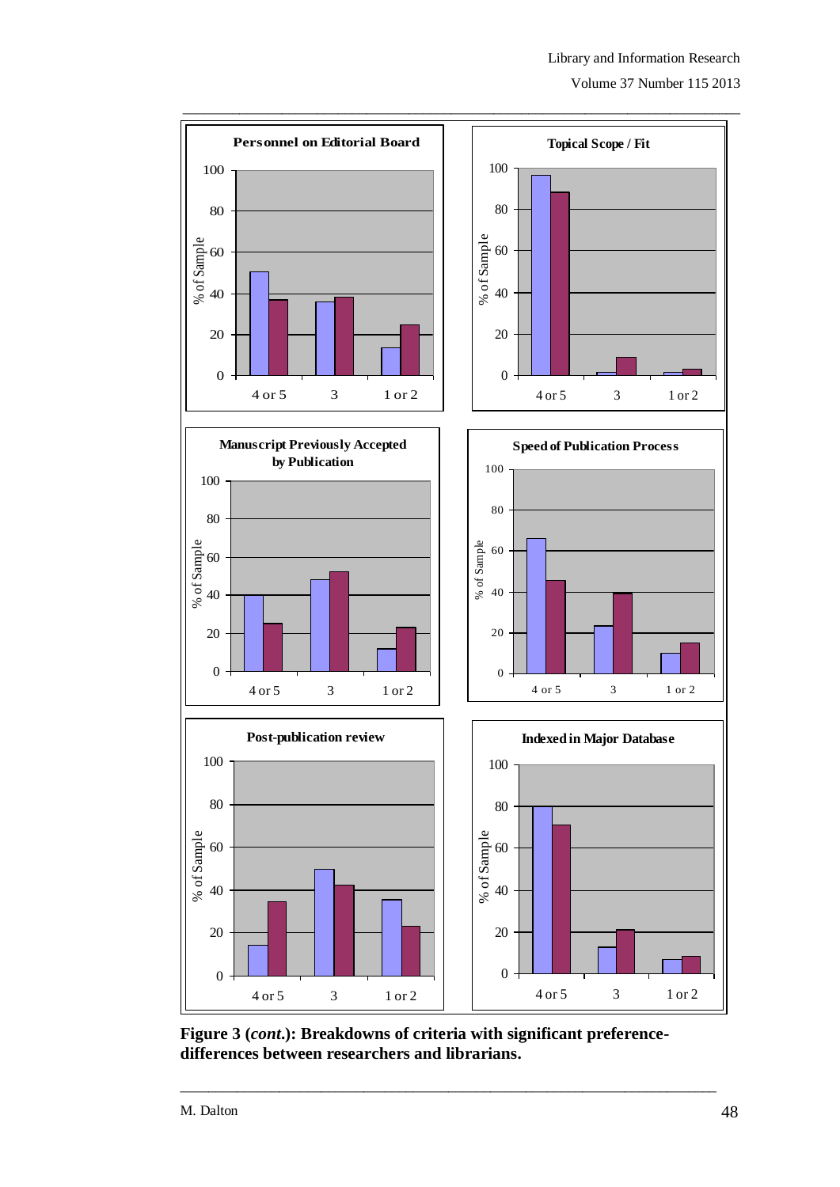**Figure 3 (*cont.*): Breakdowns of criteria with significant preference-differences between researchers and librarians.**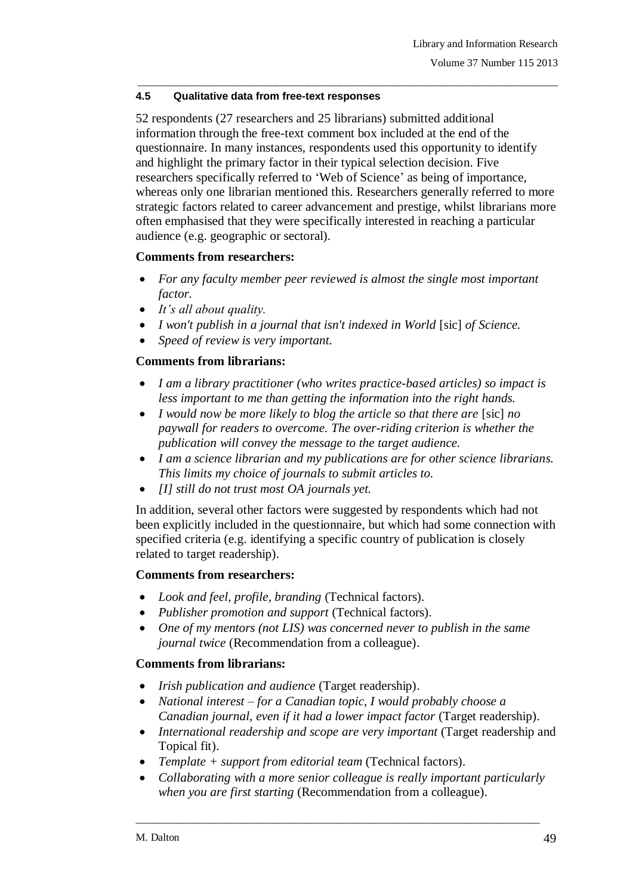### 4.5 Qualitative data from free-text responses

52 respondents (27 researchers and 25 librarians) submitted additional information through the free-text comment box included at the end of the questionnaire. In many instances, respondents used this opportunity to identify and highlight the primary factor in their typical selection decision. Five researchers specifically referred to 'Web of Science' as being of importance, whereas only one librarian mentioned this. Researchers generally referred to more strategic factors related to career advancement and prestige, whilst librarians more often emphasised that they were specifically interested in reaching a particular audience (e.g. geographic or sectoral).

**Comments from researchers:**

- *For any faculty member peer reviewed is almost the single most important factor.*
- *It's all about quality.*
- *I won't publish in a journal that isn't indexed in World* [sic] *of Science.*
- *Speed of review is very important.*

**Comments from librarians:**

- *I am a library practitioner (who writes practice-based articles) so impact is less important to me than getting the information into the right hands.*
- *I would now be more likely to blog the article so that there are* [sic] *no paywall for readers to overcome. The over-riding criterion is whether the publication will convey the message to the target audience.*
- *I am a science librarian and my publications are for other science librarians. This limits my choice of journals to submit articles to.*
- *[I] still do not trust most OA journals yet.*

In addition, several other factors were suggested by respondents which had not been explicitly included in the questionnaire, but which had some connection with specified criteria (e.g. identifying a specific country of publication is closely related to target readership).

**Comments from researchers:**

- *Look and feel, profile, branding* (Technical factors).
- *Publisher promotion and support* (Technical factors).
- *One of my mentors (not LIS) was concerned never to publish in the same journal twice* (Recommendation from a colleague).

**Comments from librarians:**

- *Irish publication and audience* (Target readership).
- *National interest – for a Canadian topic, I would probably choose a Canadian journal, even if it had a lower impact factor* (Target readership).
- *International readership and scope are very important* (Target readership and Topical fit).
- *Template + support from editorial team* (Technical factors).
- *Collaborating with a more senior colleague is really important particularly when you are first starting* (Recommendation from a colleague).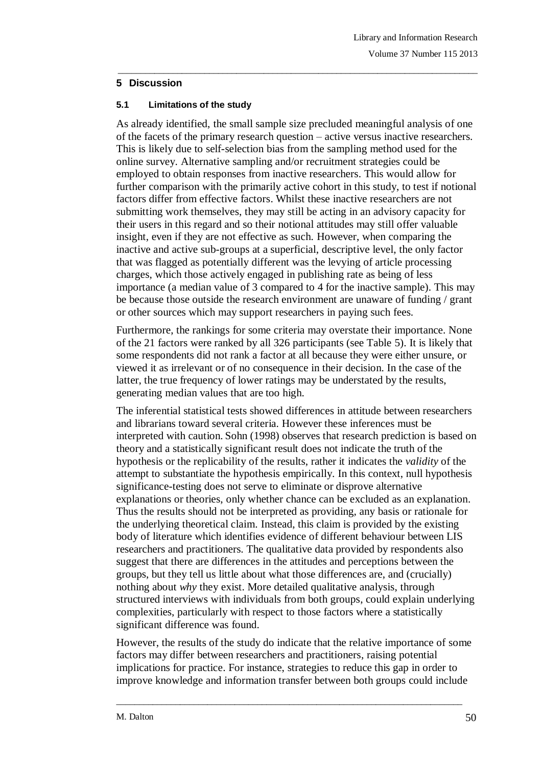## 5 Discussion

### 5.1 Limitations of the study

As already identified, the small sample size precluded meaningful analysis of one of the facets of the primary research question – active versus inactive researchers. This is likely due to self-selection bias from the sampling method used for the online survey. Alternative sampling and/or recruitment strategies could be employed to obtain responses from inactive researchers. This would allow for further comparison with the primarily active cohort in this study, to test if notional factors differ from effective factors. Whilst these inactive researchers are not submitting work themselves, they may still be acting in an advisory capacity for their users in this regard and so their notional attitudes may still offer valuable insight, even if they are not effective as such. However, when comparing the inactive and active sub-groups at a superficial, descriptive level, the only factor that was flagged as potentially different was the levying of article processing charges, which those actively engaged in publishing rate as being of less importance (a median value of 3 compared to 4 for the inactive sample). This may be because those outside the research environment are unaware of funding / grant or other sources which may support researchers in paying such fees.

Furthermore, the rankings for some criteria may overstate their importance. None of the 21 factors were ranked by all 326 participants (see Table 5). It is likely that some respondents did not rank a factor at all because they were either unsure, or viewed it as irrelevant or of no consequence in their decision. In the case of the latter, the true frequency of lower ratings may be understated by the results, generating median values that are too high.

The inferential statistical tests showed differences in attitude between researchers and librarians toward several criteria. However these inferences must be interpreted with caution. Sohn (1998) observes that research prediction is based on theory and a statistically significant result does not indicate the truth of the hypothesis or the replicability of the results, rather it indicates the *validity* of the attempt to substantiate the hypothesis empirically. In this context, null hypothesis significance-testing does not serve to eliminate or disprove alternative explanations or theories, only whether chance can be excluded as an explanation. Thus the results should not be interpreted as providing, any basis or rationale for the underlying theoretical claim. Instead, this claim is provided by the existing body of literature which identifies evidence of different behaviour between LIS researchers and practitioners. The qualitative data provided by respondents also suggest that there are differences in the attitudes and perceptions between the groups, but they tell us little about what those differences are, and (crucially) nothing about *why* they exist. More detailed qualitative analysis, through structured interviews with individuals from both groups, could explain underlying complexities, particularly with respect to those factors where a statistically significant difference was found.

However, the results of the study do indicate that the relative importance of some factors may differ between researchers and practitioners, raising potential implications for practice. For instance, strategies to reduce this gap in order to improve knowledge and information transfer between both groups could include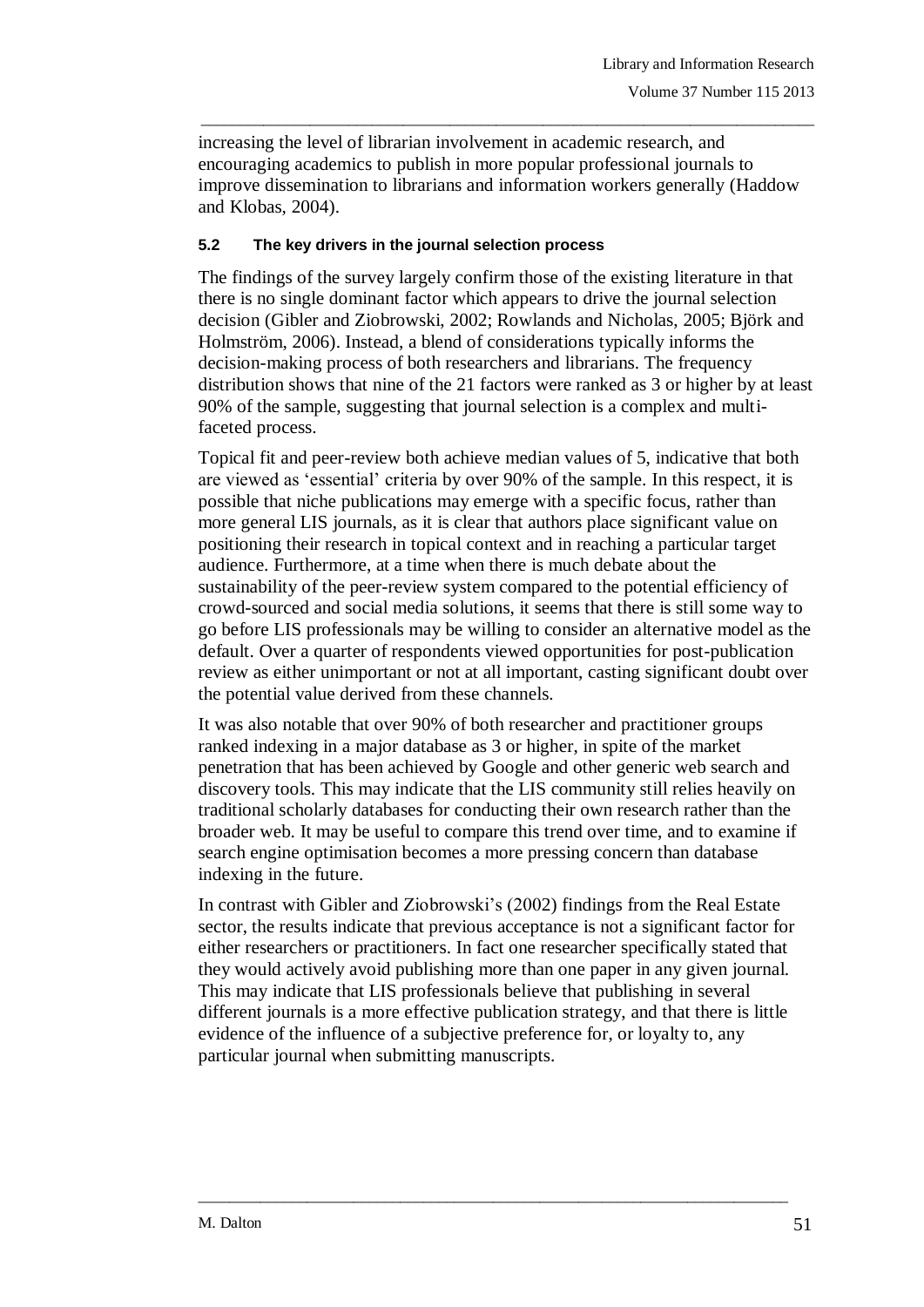increasing the level of librarian involvement in academic research, and encouraging academics to publish in more popular professional journals to improve dissemination to librarians and information workers generally (Haddow and Klobas, 2004).

#### 5.2 The key drivers in the journal selection process

The findings of the survey largely confirm those of the existing literature in that there is no single dominant factor which appears to drive the journal selection decision (Gibler and Ziobrowski, 2002; Rowlands and Nicholas, 2005; Björk and Holmström, 2006). Instead, a blend of considerations typically informs the decision-making process of both researchers and librarians. The frequency distribution shows that nine of the 21 factors were ranked as 3 or higher by at least 90% of the sample, suggesting that journal selection is a complex and multi-faceted process.

Topical fit and peer-review both achieve median values of 5, indicative that both are viewed as 'essential' criteria by over 90% of the sample. In this respect, it is possible that niche publications may emerge with a specific focus, rather than more general LIS journals, as it is clear that authors place significant value on positioning their research in topical context and in reaching a particular target audience. Furthermore, at a time when there is much debate about the sustainability of the peer-review system compared to the potential efficiency of crowd-sourced and social media solutions, it seems that there is still some way to go before LIS professionals may be willing to consider an alternative model as the default. Over a quarter of respondents viewed opportunities for post-publication review as either unimportant or not at all important, casting significant doubt over the potential value derived from these channels.

It was also notable that over 90% of both researcher and practitioner groups ranked indexing in a major database as 3 or higher, in spite of the market penetration that has been achieved by Google and other generic web search and discovery tools. This may indicate that the LIS community still relies heavily on traditional scholarly databases for conducting their own research rather than the broader web. It may be useful to compare this trend over time, and to examine if search engine optimisation becomes a more pressing concern than database indexing in the future.

In contrast with Gibler and Ziobrowski's (2002) findings from the Real Estate sector, the results indicate that previous acceptance is not a significant factor for either researchers or practitioners. In fact one researcher specifically stated that they would actively avoid publishing more than one paper in any given journal. This may indicate that LIS professionals believe that publishing in several different journals is a more effective publication strategy, and that there is little evidence of the influence of a subjective preference for, or loyalty to, any particular journal when submitting manuscripts.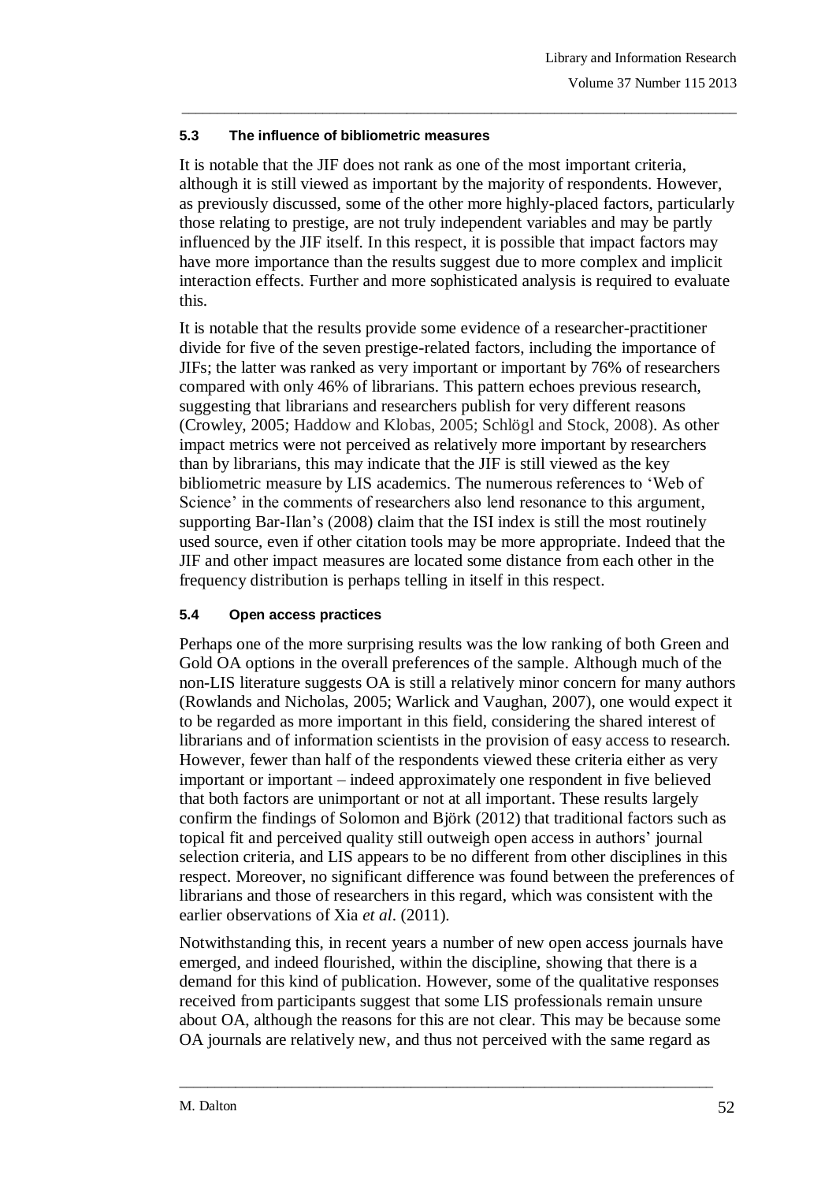### 5.3 The influence of bibliometric measures

It is notable that the JIF does not rank as one of the most important criteria, although it is still viewed as important by the majority of respondents. However, as previously discussed, some of the other more highly-placed factors, particularly those relating to prestige, are not truly independent variables and may be partly influenced by the JIF itself. In this respect, it is possible that impact factors may have more importance than the results suggest due to more complex and implicit interaction effects. Further and more sophisticated analysis is required to evaluate this.

It is notable that the results provide some evidence of a researcher-practitioner divide for five of the seven prestige-related factors, including the importance of JIFs; the latter was ranked as very important or important by 76% of researchers compared with only 46% of librarians. This pattern echoes previous research, suggesting that librarians and researchers publish for very different reasons (Crowley, 2005; Haddow and Klobas, 2005; Schlögl and Stock, 2008). As other impact metrics were not perceived as relatively more important by researchers than by librarians, this may indicate that the JIF is still viewed as the key bibliometric measure by LIS academics. The numerous references to 'Web of Science' in the comments of researchers also lend resonance to this argument, supporting Bar-Ilan's (2008) claim that the ISI index is still the most routinely used source, even if other citation tools may be more appropriate. Indeed that the JIF and other impact measures are located some distance from each other in the frequency distribution is perhaps telling in itself in this respect.

### 5.4 Open access practices

Perhaps one of the more surprising results was the low ranking of both Green and Gold OA options in the overall preferences of the sample. Although much of the non-LIS literature suggests OA is still a relatively minor concern for many authors (Rowlands and Nicholas, 2005; Warlick and Vaughan, 2007), one would expect it to be regarded as more important in this field, considering the shared interest of librarians and of information scientists in the provision of easy access to research. However, fewer than half of the respondents viewed these criteria either as very important or important – indeed approximately one respondent in five believed that both factors are unimportant or not at all important. These results largely confirm the findings of Solomon and Björk (2012) that traditional factors such as topical fit and perceived quality still outweigh open access in authors' journal selection criteria, and LIS appears to be no different from other disciplines in this respect. Moreover, no significant difference was found between the preferences of librarians and those of researchers in this regard, which was consistent with the earlier observations of Xia *et al*. (2011).

Notwithstanding this, in recent years a number of new open access journals have emerged, and indeed flourished, within the discipline, showing that there is a demand for this kind of publication. However, some of the qualitative responses received from participants suggest that some LIS professionals remain unsure about OA, although the reasons for this are not clear. This may be because some OA journals are relatively new, and thus not perceived with the same regard as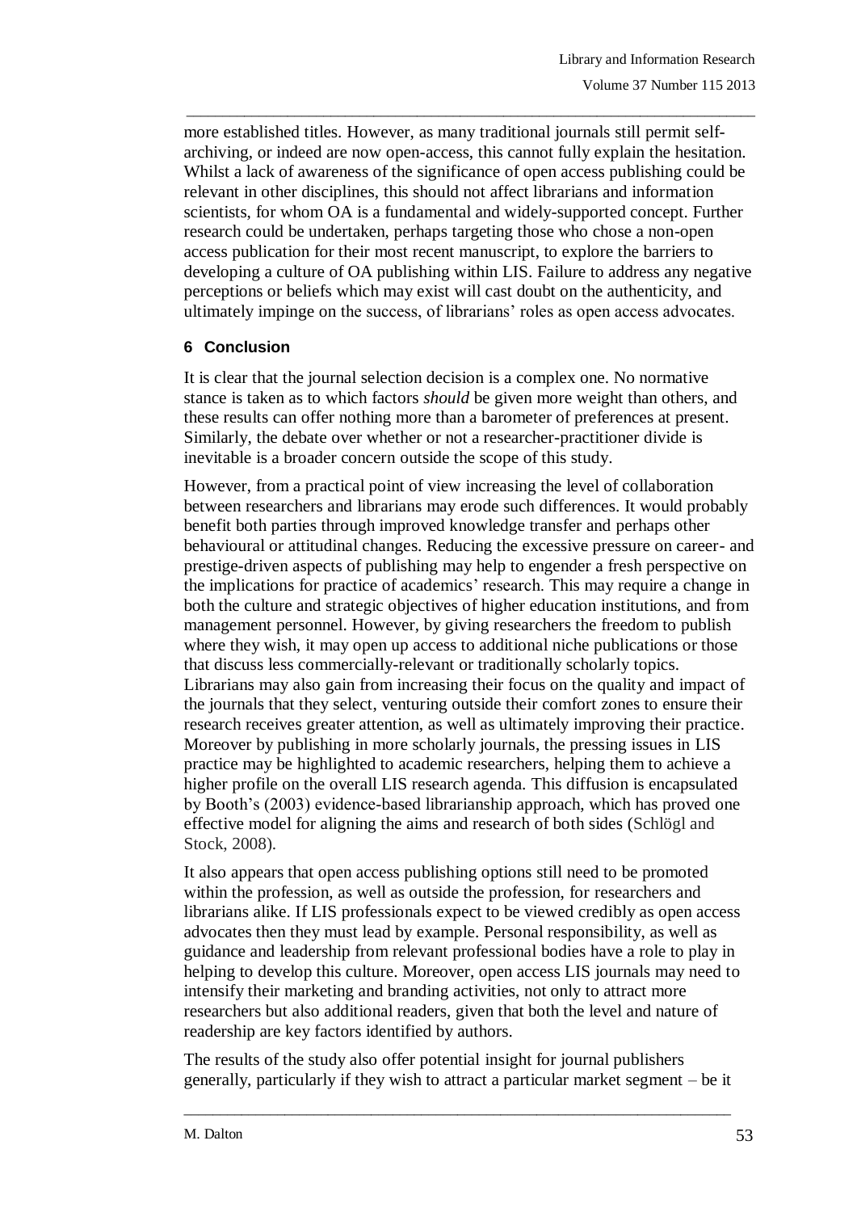more established titles. However, as many traditional journals still permit self-archiving, or indeed are now open-access, this cannot fully explain the hesitation. Whilst a lack of awareness of the significance of open access publishing could be relevant in other disciplines, this should not affect librarians and information scientists, for whom OA is a fundamental and widely-supported concept. Further research could be undertaken, perhaps targeting those who chose a non-open access publication for their most recent manuscript, to explore the barriers to developing a culture of OA publishing within LIS. Failure to address any negative perceptions or beliefs which may exist will cast doubt on the authenticity, and ultimately impinge on the success, of librarians' roles as open access advocates.

## 6 Conclusion

It is clear that the journal selection decision is a complex one. No normative stance is taken as to which factors *should* be given more weight than others, and these results can offer nothing more than a barometer of preferences at present. Similarly, the debate over whether or not a researcher-practitioner divide is inevitable is a broader concern outside the scope of this study.

However, from a practical point of view increasing the level of collaboration between researchers and librarians may erode such differences. It would probably benefit both parties through improved knowledge transfer and perhaps other behavioural or attitudinal changes. Reducing the excessive pressure on career- and prestige-driven aspects of publishing may help to engender a fresh perspective on the implications for practice of academics' research. This may require a change in both the culture and strategic objectives of higher education institutions, and from management personnel. However, by giving researchers the freedom to publish where they wish, it may open up access to additional niche publications or those that discuss less commercially-relevant or traditionally scholarly topics. Librarians may also gain from increasing their focus on the quality and impact of the journals that they select, venturing outside their comfort zones to ensure their research receives greater attention, as well as ultimately improving their practice. Moreover by publishing in more scholarly journals, the pressing issues in LIS practice may be highlighted to academic researchers, helping them to achieve a higher profile on the overall LIS research agenda. This diffusion is encapsulated by Booth's (2003) evidence-based librarianship approach, which has proved one effective model for aligning the aims and research of both sides (Schlögl and Stock, 2008).

It also appears that open access publishing options still need to be promoted within the profession, as well as outside the profession, for researchers and librarians alike. If LIS professionals expect to be viewed credibly as open access advocates then they must lead by example. Personal responsibility, as well as guidance and leadership from relevant professional bodies have a role to play in helping to develop this culture. Moreover, open access LIS journals may need to intensify their marketing and branding activities, not only to attract more researchers but also additional readers, given that both the level and nature of readership are key factors identified by authors.

The results of the study also offer potential insight for journal publishers generally, particularly if they wish to attract a particular market segment – be it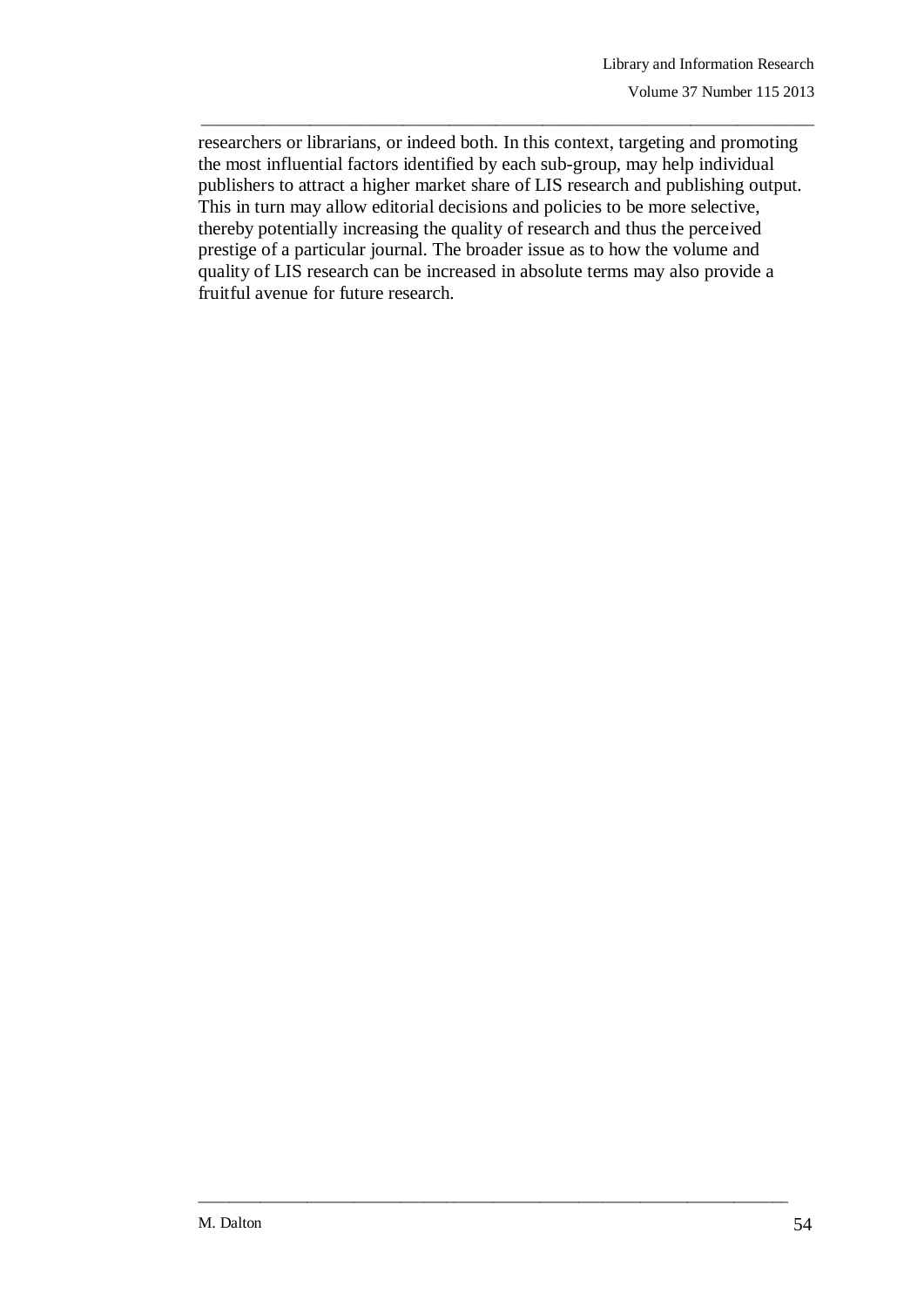researchers or librarians, or indeed both. In this context, targeting and promoting the most influential factors identified by each sub-group, may help individual publishers to attract a higher market share of LIS research and publishing output. This in turn may allow editorial decisions and policies to be more selective, thereby potentially increasing the quality of research and thus the perceived prestige of a particular journal. The broader issue as to how the volume and quality of LIS research can be increased in absolute terms may also provide a fruitful avenue for future research.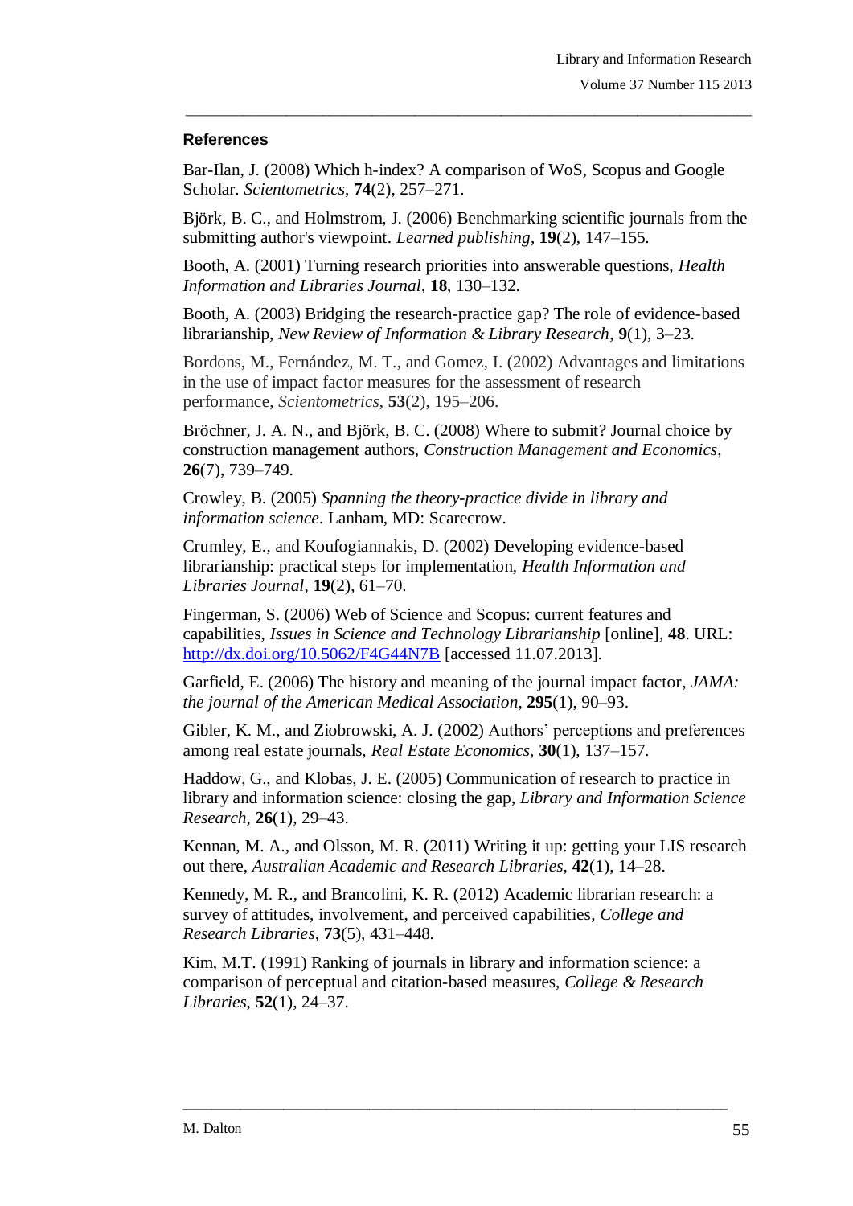## References

Bar-Ilan, J. (2008) Which h-index? A comparison of WoS, Scopus and Google Scholar. *Scientometrics*, **74**(2), 257–271.

Björk, B. C., and Holmstrom, J. (2006) Benchmarking scientific journals from the submitting author's viewpoint. *Learned publishing*, **19**(2), 147–155.

Booth, A. (2001) Turning research priorities into answerable questions, *Health Information and Libraries Journal*, **18**, 130–132.

Booth, A. (2003) Bridging the research-practice gap? The role of evidence-based librarianship, *New Review of Information & Library Research*, **9**(1), 3–23.

Bordons, M., Fernández, M. T., and Gomez, I. (2002) Advantages and limitations in the use of impact factor measures for the assessment of research performance, *Scientometrics*, **53**(2), 195–206.

Bröchner, J. A. N., and Björk, B. C. (2008) Where to submit? Journal choice by construction management authors, *Construction Management and Economics*, **26**(7), 739–749.

Crowley, B. (2005) *Spanning the theory-practice divide in library and information science*. Lanham, MD: Scarecrow.

Crumley, E., and Koufogiannakis, D. (2002) Developing evidence-based librarianship: practical steps for implementation, *Health Information and Libraries Journal*, **19**(2), 61–70.

Fingerman, S. (2006) Web of Science and Scopus: current features and capabilities, *Issues in Science and Technology Librarianship* [online], **48**. URL: http://dx.doi.org/10.5062/F4G44N7B [accessed 11.07.2013].

Garfield, E. (2006) The history and meaning of the journal impact factor, *JAMA: the journal of the American Medical Association*, **295**(1), 90–93.

Gibler, K. M., and Ziobrowski, A. J. (2002) Authors' perceptions and preferences among real estate journals, *Real Estate Economics*, **30**(1), 137–157.

Haddow, G., and Klobas, J. E. (2005) Communication of research to practice in library and information science: closing the gap, *Library and Information Science Research*, **26**(1), 29–43.

Kennan, M. A., and Olsson, M. R. (2011) Writing it up: getting your LIS research out there, *Australian Academic and Research Libraries*, **42**(1), 14–28.

Kennedy, M. R., and Brancolini, K. R. (2012) Academic librarian research: a survey of attitudes, involvement, and perceived capabilities, *College and Research Libraries*, **73**(5), 431–448.

Kim, M.T. (1991) Ranking of journals in library and information science: a comparison of perceptual and citation-based measures, *College & Research Libraries*, **52**(1), 24–37.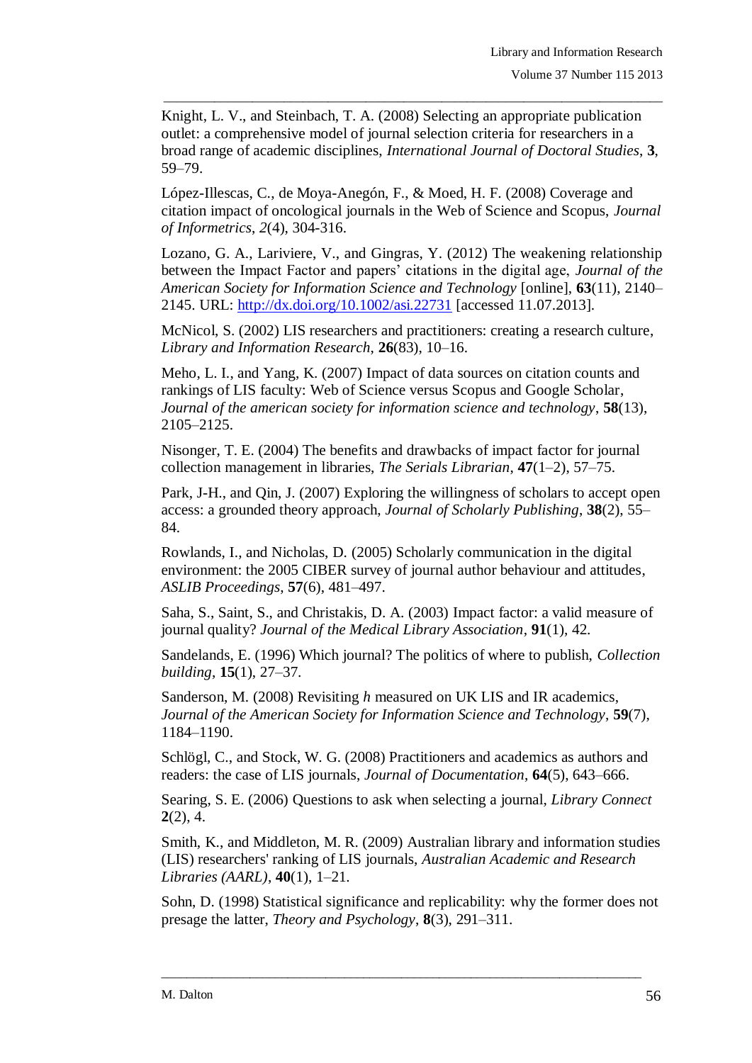Knight, L. V., and Steinbach, T. A. (2008) Selecting an appropriate publication outlet: a comprehensive model of journal selection criteria for researchers in a broad range of academic disciplines, *International Journal of Doctoral Studies*, **3**, 59–79.

López-Illescas, C., de Moya-Anegón, F., & Moed, H. F. (2008) Coverage and citation impact of oncological journals in the Web of Science and Scopus, *Journal of Informetrics*, *2*(4), 304-316.

Lozano, G. A., Lariviere, V., and Gingras, Y. (2012) The weakening relationship between the Impact Factor and papers' citations in the digital age, *Journal of the American Society for Information Science and Technology* [online], **63**(11), 2140–2145. URL: http://dx.doi.org/10.1002/asi.22731 [accessed 11.07.2013].

McNicol, S. (2002) LIS researchers and practitioners: creating a research culture, *Library and Information Research*, **26**(83), 10–16.

Meho, L. I., and Yang, K. (2007) Impact of data sources on citation counts and rankings of LIS faculty: Web of Science versus Scopus and Google Scholar, *Journal of the american society for information science and technology*, **58**(13), 2105–2125.

Nisonger, T. E. (2004) The benefits and drawbacks of impact factor for journal collection management in libraries, *The Serials Librarian*, **47**(1–2), 57–75.

Park, J-H., and Qin, J. (2007) Exploring the willingness of scholars to accept open access: a grounded theory approach, *Journal of Scholarly Publishing*, **38**(2), 55–84.

Rowlands, I., and Nicholas, D. (2005) Scholarly communication in the digital environment: the 2005 CIBER survey of journal author behaviour and attitudes, *ASLIB Proceedings*, **57**(6), 481–497.

Saha, S., Saint, S., and Christakis, D. A. (2003) Impact factor: a valid measure of journal quality? *Journal of the Medical Library Association*, **91**(1), 42.

Sandelands, E. (1996) Which journal? The politics of where to publish, *Collection building*, **15**(1), 27–37.

Sanderson, M. (2008) Revisiting *h* measured on UK LIS and IR academics, *Journal of the American Society for Information Science and Technology*, **59**(7), 1184–1190.

Schlögl, C., and Stock, W. G. (2008) Practitioners and academics as authors and readers: the case of LIS journals, *Journal of Documentation*, **64**(5), 643–666.

Searing, S. E. (2006) Questions to ask when selecting a journal, *Library Connect* **2**(2), 4.

Smith, K., and Middleton, M. R. (2009) Australian library and information studies (LIS) researchers' ranking of LIS journals, *Australian Academic and Research Libraries (AARL)*, **40**(1), 1–21.

Sohn, D. (1998) Statistical significance and replicability: why the former does not presage the latter, *Theory and Psychology*, **8**(3), 291–311.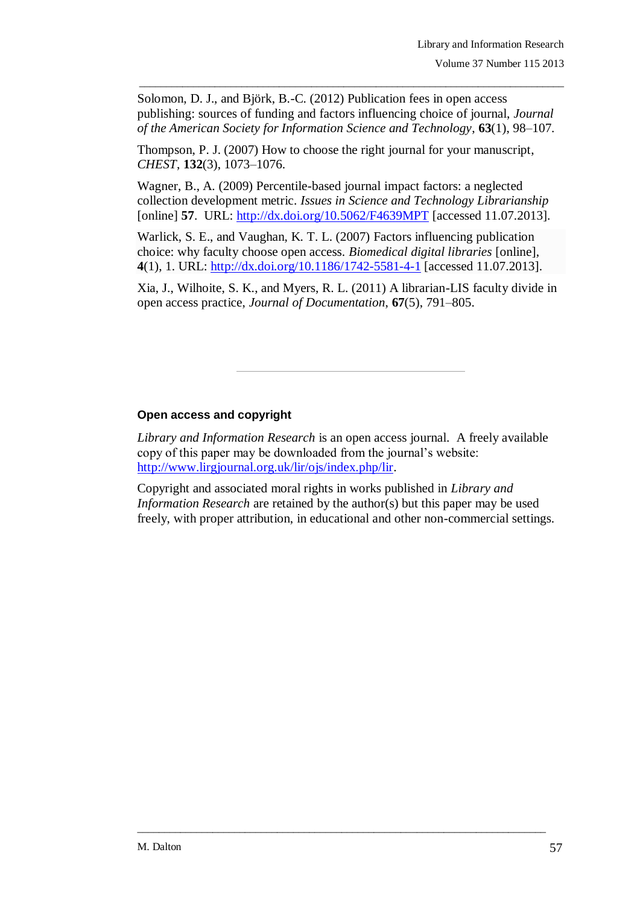Solomon, D. J., and Björk, B.-C. (2012) Publication fees in open access publishing: sources of funding and factors influencing choice of journal, *Journal of the American Society for Information Science and Technology*, **63**(1), 98–107.

Thompson, P. J. (2007) How to choose the right journal for your manuscript, *CHEST*, **132**(3), 1073–1076.

Wagner, B., A. (2009) Percentile-based journal impact factors: a neglected collection development metric. *Issues in Science and Technology Librarianship* [online] **57**. URL: http://dx.doi.org/10.5062/F4639MPT [accessed 11.07.2013].

Warlick, S. E., and Vaughan, K. T. L. (2007) Factors influencing publication choice: why faculty choose open access. *Biomedical digital libraries* [online], **4**(1), 1. URL: http://dx.doi.org/10.1186/1742-5581-4-1 [accessed 11.07.2013].

Xia, J., Wilhoite, S. K., and Myers, R. L. (2011) A librarian-LIS faculty divide in open access practice, *Journal of Documentation*, **67**(5), 791–805.

---

**Open access and copyright**

*Library and Information Research* is an open access journal. A freely available copy of this paper may be downloaded from the journal's website: http://www.lirgjournal.org.uk/lir/ojs/index.php/lir.

Copyright and associated moral rights in works published in *Library and Information Research* are retained by the author(s) but this paper may be used freely, with proper attribution, in educational and other non-commercial settings.